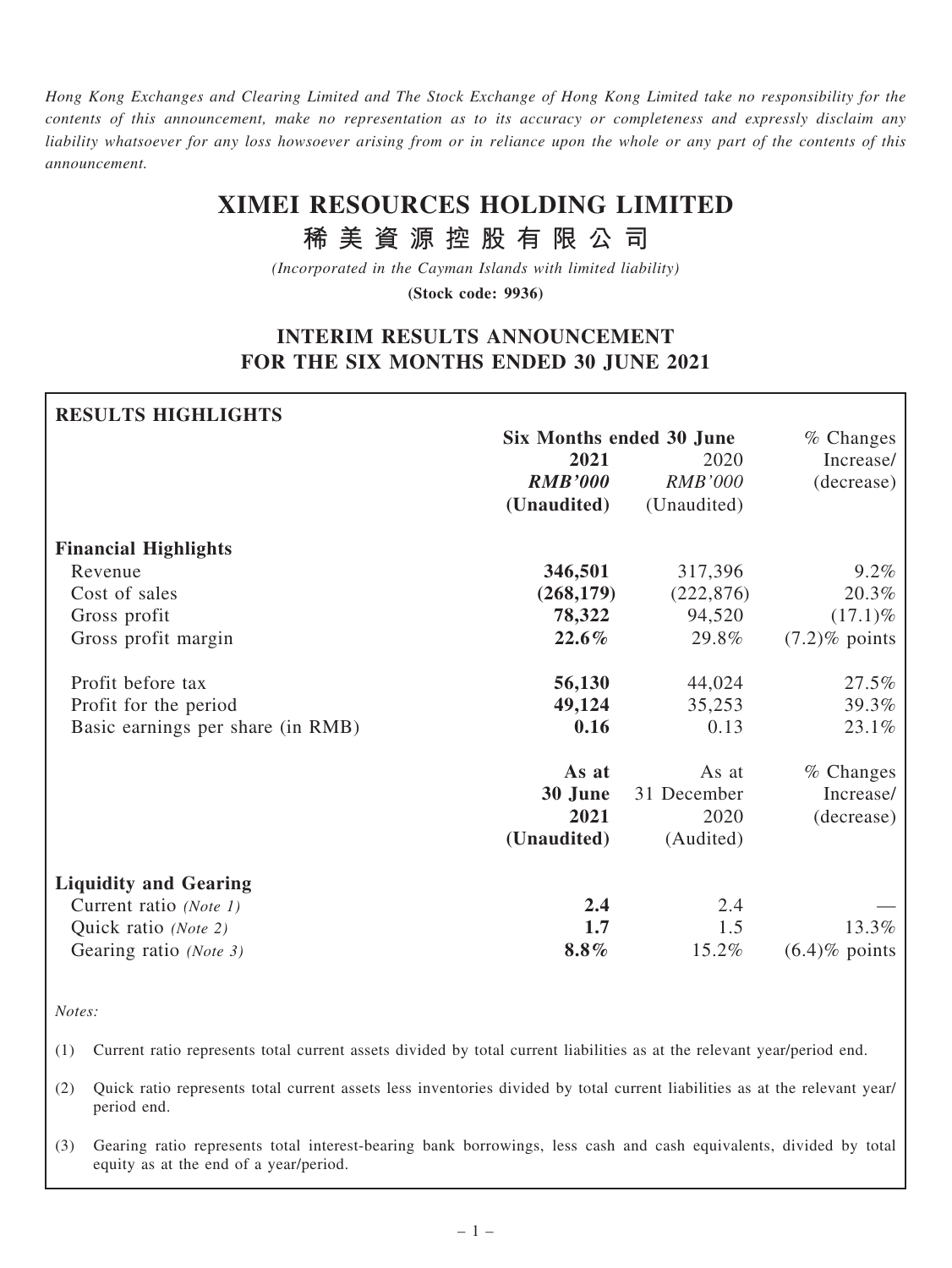*Hong Kong Exchanges and Clearing Limited and The Stock Exchange of Hong Kong Limited take no responsibility for the contents of this announcement, make no representation as to its accuracy or completeness and expressly disclaim any liability whatsoever for any loss howsoever arising from or in reliance upon the whole or any part of the contents of this announcement.*

# XIMEI RESOURCES HOLDING LIMITED

# 稀美資源控股有限公司

*(Incorporated in the Cayman Islands with limited liability)*

**(Stock code: 9936)**

## INTERIM RESULTS ANNOUNCEMENT FOR THE SIX MONTHS ENDED 30 JUNE 2021

**RESULTS HIGHLIGHTS**

| | Six Months ended 30 June | | % Changes |
|---|---|---|---|
| | **2021** | 2020 | Increase/ |
| | ***RMB'000*** | *RMB'000* | (decrease) |
| | **(Unaudited)** | (Unaudited) | |
| **Financial Highlights** | | | |
| Revenue | **346,501** | 317,396 | 9.2% |
| Cost of sales | **(268,179)** | (222,876) | 20.3% |
| Gross profit | **78,322** | 94,520 | (17.1)% |
| Gross profit margin | **22.6%** | 29.8% | (7.2)% points |
| Profit before tax | **56,130** | 44,024 | 27.5% |
| Profit for the period | **49,124** | 35,253 | 39.3% |
| Basic earnings per share (in RMB) | **0.16** | 0.13 | 23.1% |

| | As at | As at | % Changes |
|---|---|---|---|
| | **30 June** | 31 December | Increase/ |
| | **2021** | 2020 | (decrease) |
| | **(Unaudited)** | (Audited) | |
| **Liquidity and Gearing** | | | |
| Current ratio *(Note 1)* | **2.4** | 2.4 | — |
| Quick ratio *(Note 2)* | **1.7** | 1.5 | 13.3% |
| Gearing ratio *(Note 3)* | **8.8%** | 15.2% | (6.4)% points |

*Notes:*

(1) Current ratio represents total current assets divided by total current liabilities as at the relevant year/period end.

(2) Quick ratio represents total current assets less inventories divided by total current liabilities as at the relevant year/period end.

(3) Gearing ratio represents total interest-bearing bank borrowings, less cash and cash equivalents, divided by total equity as at the end of a year/period.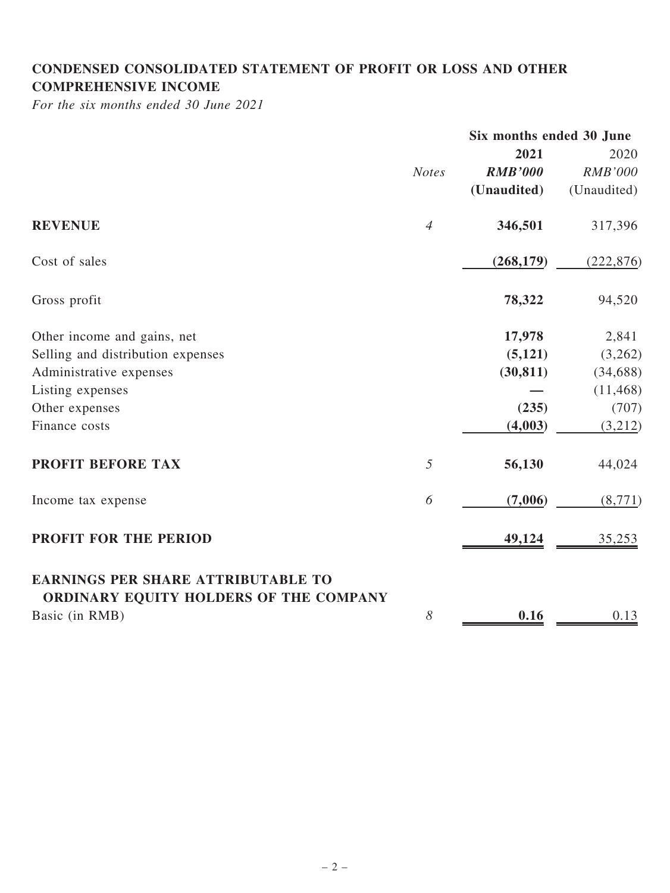## CONDENSED CONSOLIDATED STATEMENT OF PROFIT OR LOSS AND OTHER COMPREHENSIVE INCOME

*For the six months ended 30 June 2021*

| | *Notes* | Six months ended 30 June | |
|---|---|---|---|
| | | **2021** | 2020 |
| | | ***RMB'000*** | *RMB'000* |
| | | **(Unaudited)** | (Unaudited) |
| **REVENUE** | *4* | **346,501** | 317,396 |
| Cost of sales | | **(268,179)** | (222,876) |
| Gross profit | | **78,322** | 94,520 |
| Other income and gains, net | | **17,978** | 2,841 |
| Selling and distribution expenses | | **(5,121)** | (3,262) |
| Administrative expenses | | **(30,811)** | (34,688) |
| Listing expenses | | **—** | (11,468) |
| Other expenses | | **(235)** | (707) |
| Finance costs | | **(4,003)** | (3,212) |
| **PROFIT BEFORE TAX** | *5* | **56,130** | 44,024 |
| Income tax expense | *6* | **(7,006)** | (8,771) |
| **PROFIT FOR THE PERIOD** | | **49,124** | 35,253 |
| **EARNINGS PER SHARE ATTRIBUTABLE TO ORDINARY EQUITY HOLDERS OF THE COMPANY** | | | |
| Basic (in RMB) | *8* | **0.16** | 0.13 |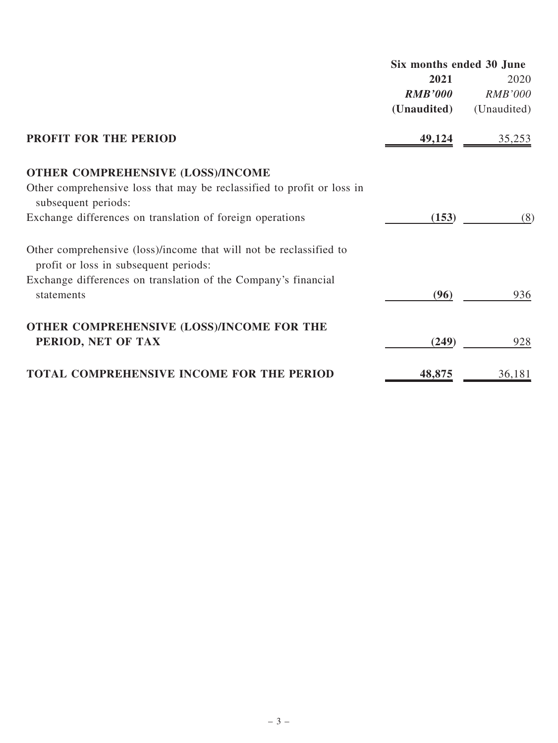| | Six months ended 30 June | |
|---|---|---|
| | **2021** | 2020 |
| | ***RMB'000*** | *RMB'000* |
| | **(Unaudited)** | (Unaudited) |
| **PROFIT FOR THE PERIOD** | **49,124** | 35,253 |
| **OTHER COMPREHENSIVE (LOSS)/INCOME** | | |
| Other comprehensive loss that may be reclassified to profit or loss in subsequent periods: | | |
| Exchange differences on translation of foreign operations | **(153)** | (8) |
| Other comprehensive (loss)/income that will not be reclassified to profit or loss in subsequent periods: | | |
| Exchange differences on translation of the Company's financial statements | **(96)** | 936 |
| **OTHER COMPREHENSIVE (LOSS)/INCOME FOR THE PERIOD, NET OF TAX** | **(249)** | 928 |
| **TOTAL COMPREHENSIVE INCOME FOR THE PERIOD** | **48,875** | 36,181 |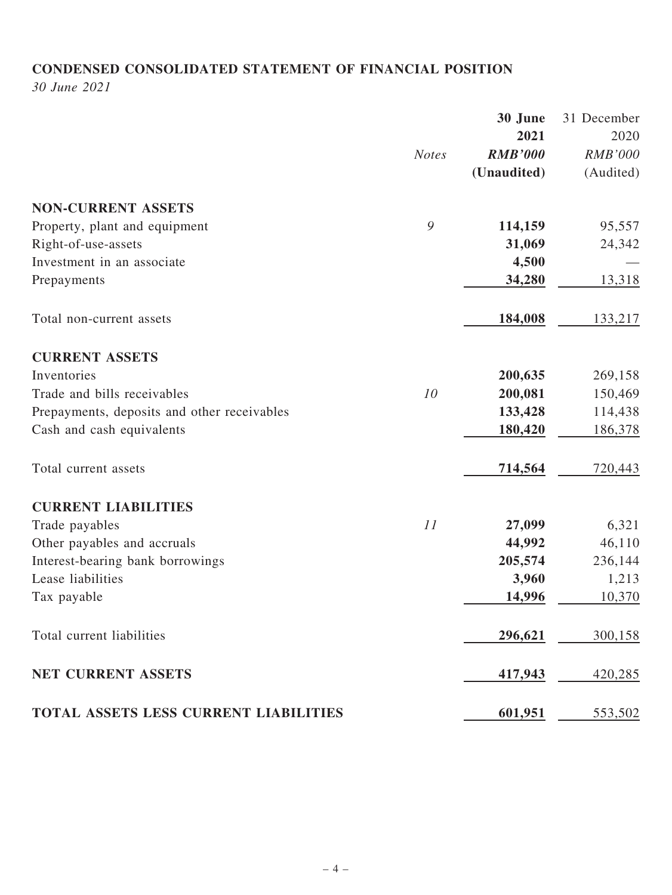## CONDENSED CONSOLIDATED STATEMENT OF FINANCIAL POSITION

*30 June 2021*

| | *Notes* | **30 June 2021** ***RMB'000*** **(Unaudited)** | 31 December 2020 *RMB'000* (Audited) |
|---|---|---|---|
| **NON-CURRENT ASSETS** | | | |
| Property, plant and equipment | *9* | **114,159** | 95,557 |
| Right-of-use-assets | | **31,069** | 24,342 |
| Investment in an associate | | **4,500** | — |
| Prepayments | | **34,280** | 13,318 |
| Total non-current assets | | **184,008** | 133,217 |
| **CURRENT ASSETS** | | | |
| Inventories | | **200,635** | 269,158 |
| Trade and bills receivables | *10* | **200,081** | 150,469 |
| Prepayments, deposits and other receivables | | **133,428** | 114,438 |
| Cash and cash equivalents | | **180,420** | 186,378 |
| Total current assets | | **714,564** | 720,443 |
| **CURRENT LIABILITIES** | | | |
| Trade payables | *11* | **27,099** | 6,321 |
| Other payables and accruals | | **44,992** | 46,110 |
| Interest-bearing bank borrowings | | **205,574** | 236,144 |
| Lease liabilities | | **3,960** | 1,213 |
| Tax payable | | **14,996** | 10,370 |
| Total current liabilities | | **296,621** | 300,158 |
| **NET CURRENT ASSETS** | | **417,943** | 420,285 |
| **TOTAL ASSETS LESS CURRENT LIABILITIES** | | **601,951** | 553,502 |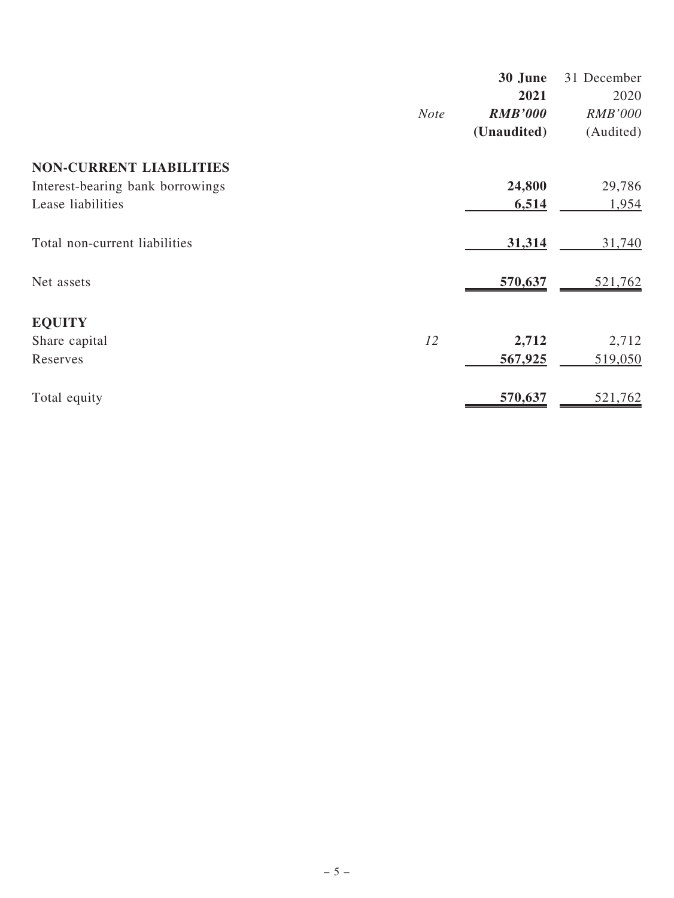| | Note | 30 June 2021 RMB'000 (Unaudited) | 31 December 2020 RMB'000 (Audited) |
|---|---|---|---|
| **NON-CURRENT LIABILITIES** | | | |
| Interest-bearing bank borrowings | | **24,800** | 29,786 |
| Lease liabilities | | **6,514** | 1,954 |
| Total non-current liabilities | | **31,314** | 31,740 |
| Net assets | | **570,637** | 521,762 |
| **EQUITY** | | | |
| Share capital | 12 | **2,712** | 2,712 |
| Reserves | | **567,925** | 519,050 |
| Total equity | | **570,637** | 521,762 |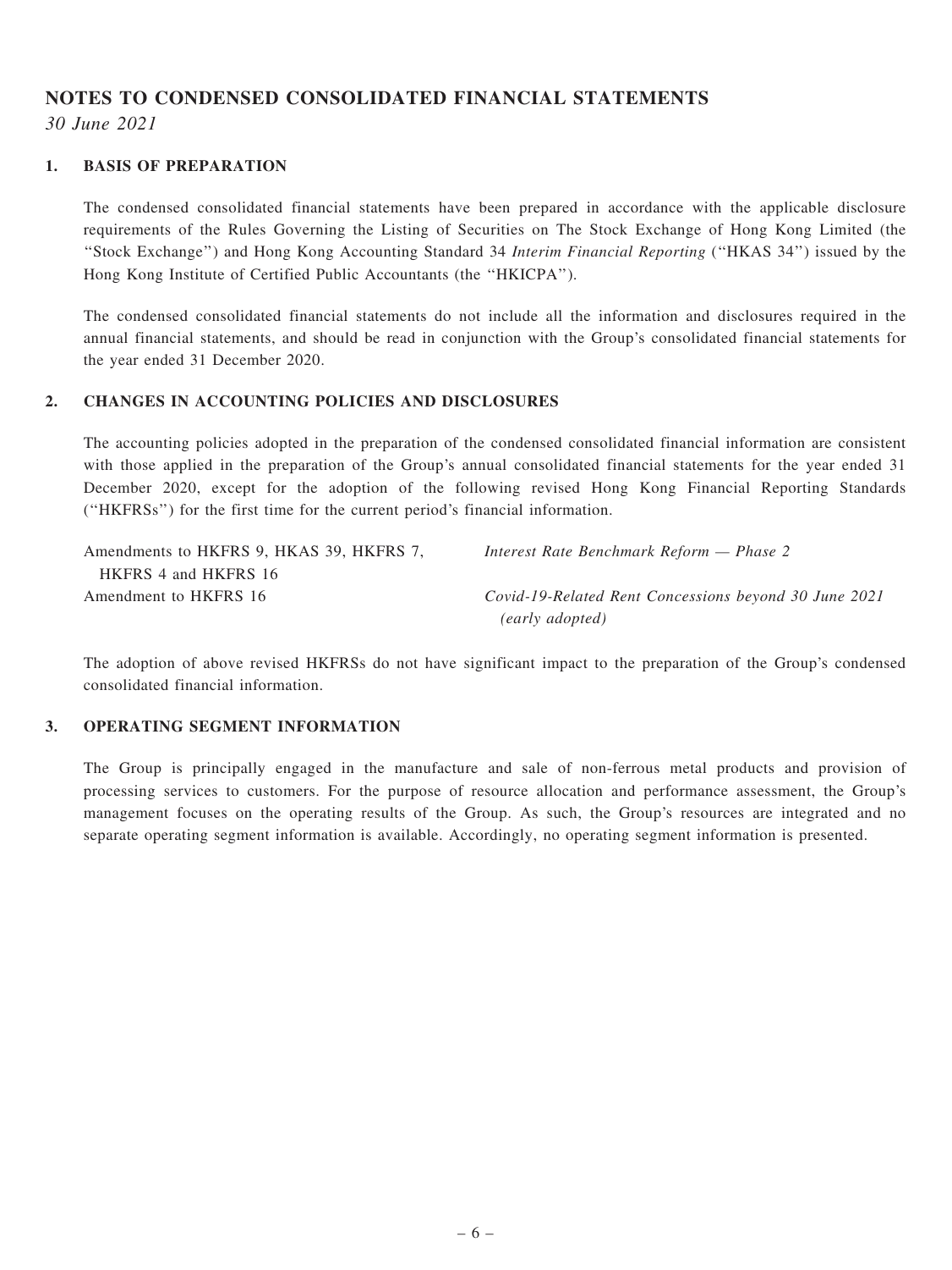# NOTES TO CONDENSED CONSOLIDATED FINANCIAL STATEMENTS

*30 June 2021*

## 1. BASIS OF PREPARATION

The condensed consolidated financial statements have been prepared in accordance with the applicable disclosure requirements of the Rules Governing the Listing of Securities on The Stock Exchange of Hong Kong Limited (the "Stock Exchange") and Hong Kong Accounting Standard 34 *Interim Financial Reporting* ("HKAS 34") issued by the Hong Kong Institute of Certified Public Accountants (the "HKICPA").

The condensed consolidated financial statements do not include all the information and disclosures required in the annual financial statements, and should be read in conjunction with the Group's consolidated financial statements for the year ended 31 December 2020.

## 2. CHANGES IN ACCOUNTING POLICIES AND DISCLOSURES

The accounting policies adopted in the preparation of the condensed consolidated financial information are consistent with those applied in the preparation of the Group's annual consolidated financial statements for the year ended 31 December 2020, except for the adoption of the following revised Hong Kong Financial Reporting Standards ("HKFRSs") for the first time for the current period's financial information.

| | |
|---|---|
| Amendments to HKFRS 9, HKAS 39, HKFRS 7, HKFRS 4 and HKFRS 16 | *Interest Rate Benchmark Reform — Phase 2* |
| Amendment to HKFRS 16 | *Covid-19-Related Rent Concessions beyond 30 June 2021 (early adopted)* |

The adoption of above revised HKFRSs do not have significant impact to the preparation of the Group's condensed consolidated financial information.

## 3. OPERATING SEGMENT INFORMATION

The Group is principally engaged in the manufacture and sale of non-ferrous metal products and provision of processing services to customers. For the purpose of resource allocation and performance assessment, the Group's management focuses on the operating results of the Group. As such, the Group's resources are integrated and no separate operating segment information is available. Accordingly, no operating segment information is presented.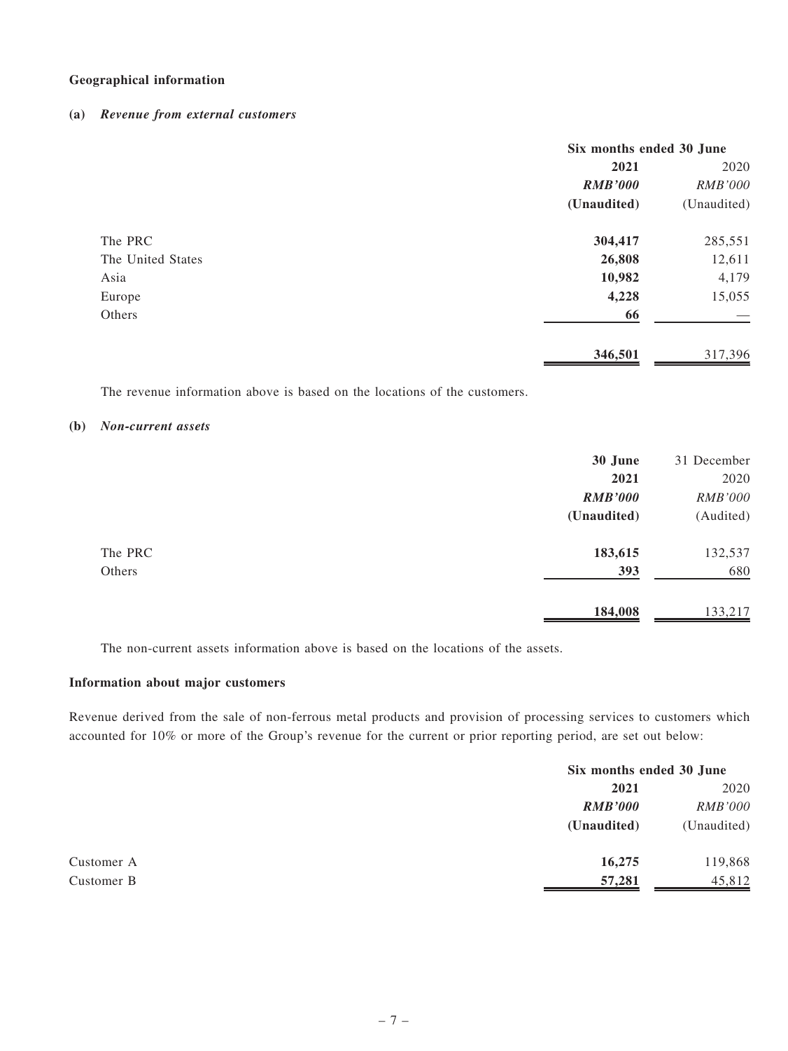**Geographical information**

**(a)** ***Revenue from external customers***

| | Six months ended 30 June | |
|---|---|---|
| | **2021** | 2020 |
| | ***RMB'000*** | *RMB'000* |
| | **(Unaudited)** | (Unaudited) |
| The PRC | **304,417** | 285,551 |
| The United States | **26,808** | 12,611 |
| Asia | **10,982** | 4,179 |
| Europe | **4,228** | 15,055 |
| Others | **66** | — |
| | **346,501** | 317,396 |

The revenue information above is based on the locations of the customers.

**(b)** ***Non-current assets***

| | 30 June | 31 December |
|---|---|---|
| | **2021** | 2020 |
| | ***RMB'000*** | *RMB'000* |
| | **(Unaudited)** | (Audited) |
| The PRC | **183,615** | 132,537 |
| Others | **393** | 680 |
| | **184,008** | 133,217 |

The non-current assets information above is based on the locations of the assets.

**Information about major customers**

Revenue derived from the sale of non-ferrous metal products and provision of processing services to customers which accounted for 10% or more of the Group's revenue for the current or prior reporting period, are set out below:

| | Six months ended 30 June | |
|---|---|---|
| | **2021** | 2020 |
| | ***RMB'000*** | *RMB'000* |
| | **(Unaudited)** | (Unaudited) |
| Customer A | **16,275** | 119,868 |
| Customer B | **57,281** | 45,812 |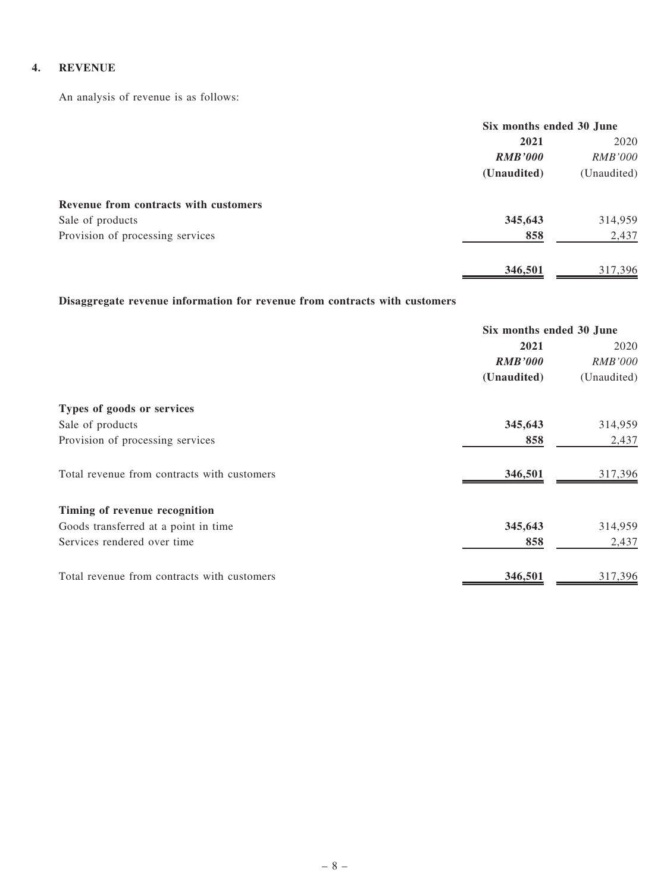## 4. REVENUE

An analysis of revenue is as follows:

| | Six months ended 30 June | |
|---|---|---|
| | **2021** | 2020 |
| | ***RMB'000*** | *RMB'000* |
| | **(Unaudited)** | (Unaudited) |
| **Revenue from contracts with customers** | | |
| Sale of products | **345,643** | 314,959 |
| Provision of processing services | **858** | 2,437 |
| | **346,501** | 317,396 |

**Disaggregate revenue information for revenue from contracts with customers**

| | Six months ended 30 June | |
|---|---|---|
| | **2021** | 2020 |
| | ***RMB'000*** | *RMB'000* |
| | **(Unaudited)** | (Unaudited) |
| **Types of goods or services** | | |
| Sale of products | **345,643** | 314,959 |
| Provision of processing services | **858** | 2,437 |
| Total revenue from contracts with customers | **346,501** | 317,396 |
| **Timing of revenue recognition** | | |
| Goods transferred at a point in time | **345,643** | 314,959 |
| Services rendered over time | **858** | 2,437 |
| Total revenue from contracts with customers | **346,501** | 317,396 |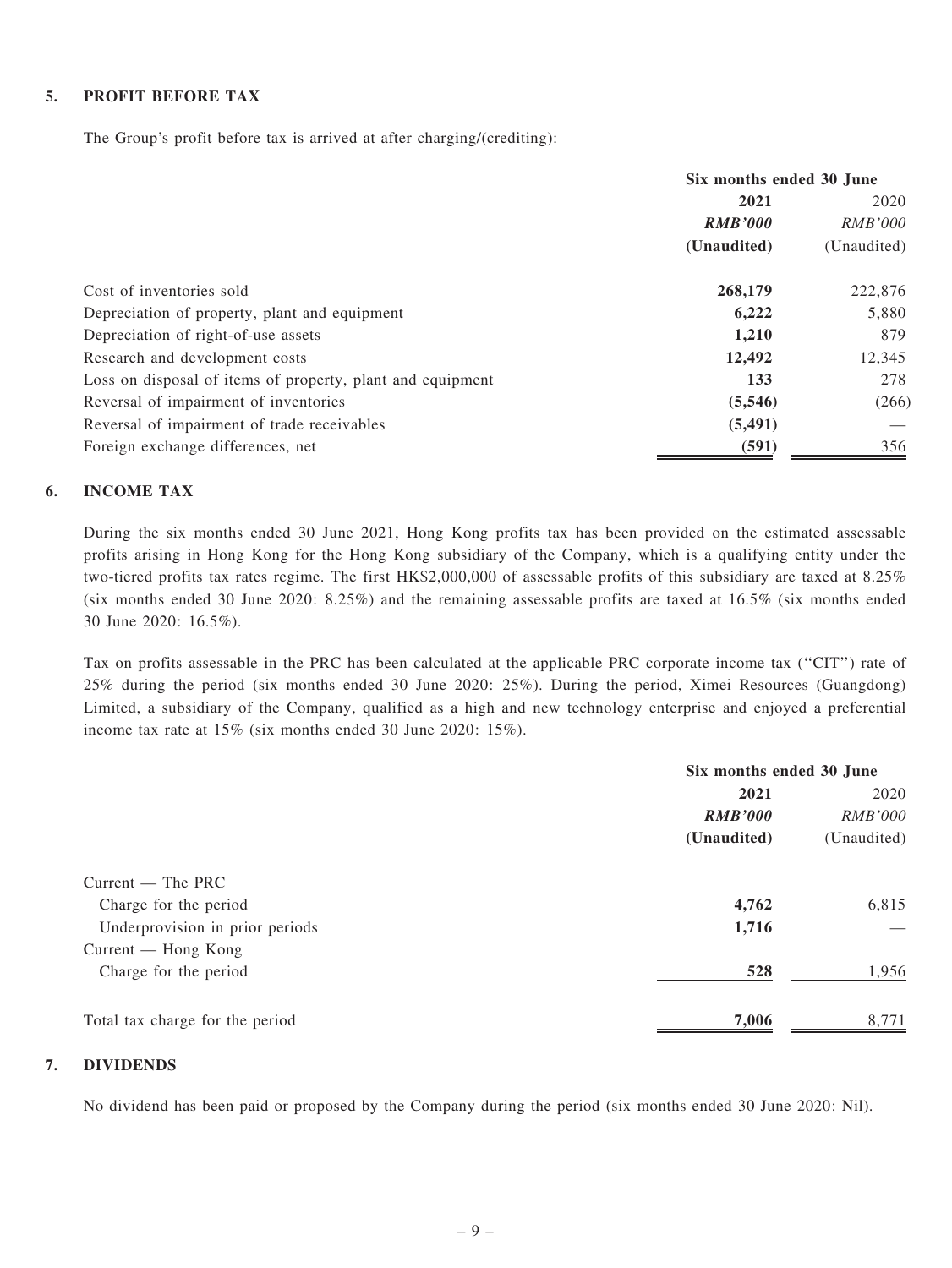## 5. PROFIT BEFORE TAX

The Group's profit before tax is arrived at after charging/(crediting):

| | Six months ended 30 June | |
|---|---|---|
| | **2021** | 2020 |
| | ***RMB'000*** | *RMB'000* |
| | **(Unaudited)** | (Unaudited) |
| Cost of inventories sold | **268,179** | 222,876 |
| Depreciation of property, plant and equipment | **6,222** | 5,880 |
| Depreciation of right-of-use assets | **1,210** | 879 |
| Research and development costs | **12,492** | 12,345 |
| Loss on disposal of items of property, plant and equipment | **133** | 278 |
| Reversal of impairment of inventories | **(5,546)** | (266) |
| Reversal of impairment of trade receivables | **(5,491)** | — |
| Foreign exchange differences, net | **(591)** | 356 |

## 6. INCOME TAX

During the six months ended 30 June 2021, Hong Kong profits tax has been provided on the estimated assessable profits arising in Hong Kong for the Hong Kong subsidiary of the Company, which is a qualifying entity under the two-tiered profits tax rates regime. The first HK$2,000,000 of assessable profits of this subsidiary are taxed at 8.25% (six months ended 30 June 2020: 8.25%) and the remaining assessable profits are taxed at 16.5% (six months ended 30 June 2020: 16.5%).

Tax on profits assessable in the PRC has been calculated at the applicable PRC corporate income tax (''CIT'') rate of 25% during the period (six months ended 30 June 2020: 25%). During the period, Ximei Resources (Guangdong) Limited, a subsidiary of the Company, qualified as a high and new technology enterprise and enjoyed a preferential income tax rate at 15% (six months ended 30 June 2020: 15%).

| | Six months ended 30 June | |
|---|---|---|
| | **2021** | 2020 |
| | ***RMB'000*** | *RMB'000* |
| | **(Unaudited)** | (Unaudited) |
| Current — The PRC | | |
| Charge for the period | **4,762** | 6,815 |
| Underprovision in prior periods | **1,716** | — |
| Current — Hong Kong | | |
| Charge for the period | **528** | 1,956 |
| Total tax charge for the period | **7,006** | 8,771 |

## 7. DIVIDENDS

No dividend has been paid or proposed by the Company during the period (six months ended 30 June 2020: Nil).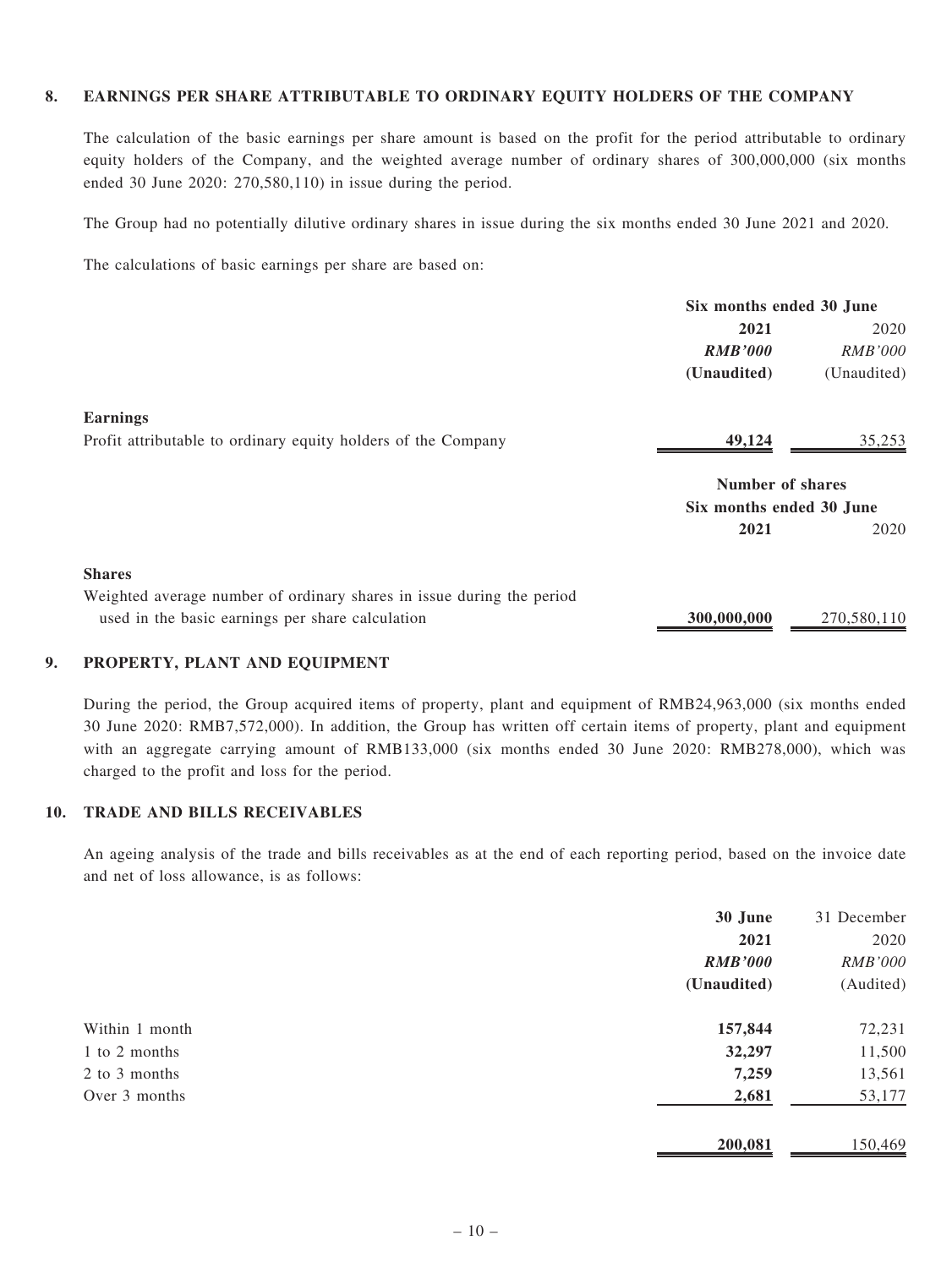## 8. EARNINGS PER SHARE ATTRIBUTABLE TO ORDINARY EQUITY HOLDERS OF THE COMPANY

The calculation of the basic earnings per share amount is based on the profit for the period attributable to ordinary equity holders of the Company, and the weighted average number of ordinary shares of 300,000,000 (six months ended 30 June 2020: 270,580,110) in issue during the period.

The Group had no potentially dilutive ordinary shares in issue during the six months ended 30 June 2021 and 2020.

The calculations of basic earnings per share are based on:

| | Six months ended 30 June | |
|---|---|---|
| | **2021** | 2020 |
| | ***RMB'000*** | *RMB'000* |
| | **(Unaudited)** | (Unaudited) |
| **Earnings** | | |
| Profit attributable to ordinary equity holders of the Company | **49,124** | 35,253 |

| | Number of shares | |
|---|---|---|
| | Six months ended 30 June | |
| | **2021** | 2020 |
| **Shares** | | |
| Weighted average number of ordinary shares in issue during the period used in the basic earnings per share calculation | **300,000,000** | 270,580,110 |

## 9. PROPERTY, PLANT AND EQUIPMENT

During the period, the Group acquired items of property, plant and equipment of RMB24,963,000 (six months ended 30 June 2020: RMB7,572,000). In addition, the Group has written off certain items of property, plant and equipment with an aggregate carrying amount of RMB133,000 (six months ended 30 June 2020: RMB278,000), which was charged to the profit and loss for the period.

## 10. TRADE AND BILLS RECEIVABLES

An ageing analysis of the trade and bills receivables as at the end of each reporting period, based on the invoice date and net of loss allowance, is as follows:

| | **30 June** | 31 December |
|---|---|---|
| | **2021** | 2020 |
| | ***RMB'000*** | *RMB'000* |
| | **(Unaudited)** | (Audited) |
| Within 1 month | **157,844** | 72,231 |
| 1 to 2 months | **32,297** | 11,500 |
| 2 to 3 months | **7,259** | 13,561 |
| Over 3 months | **2,681** | 53,177 |
| | **200,081** | 150,469 |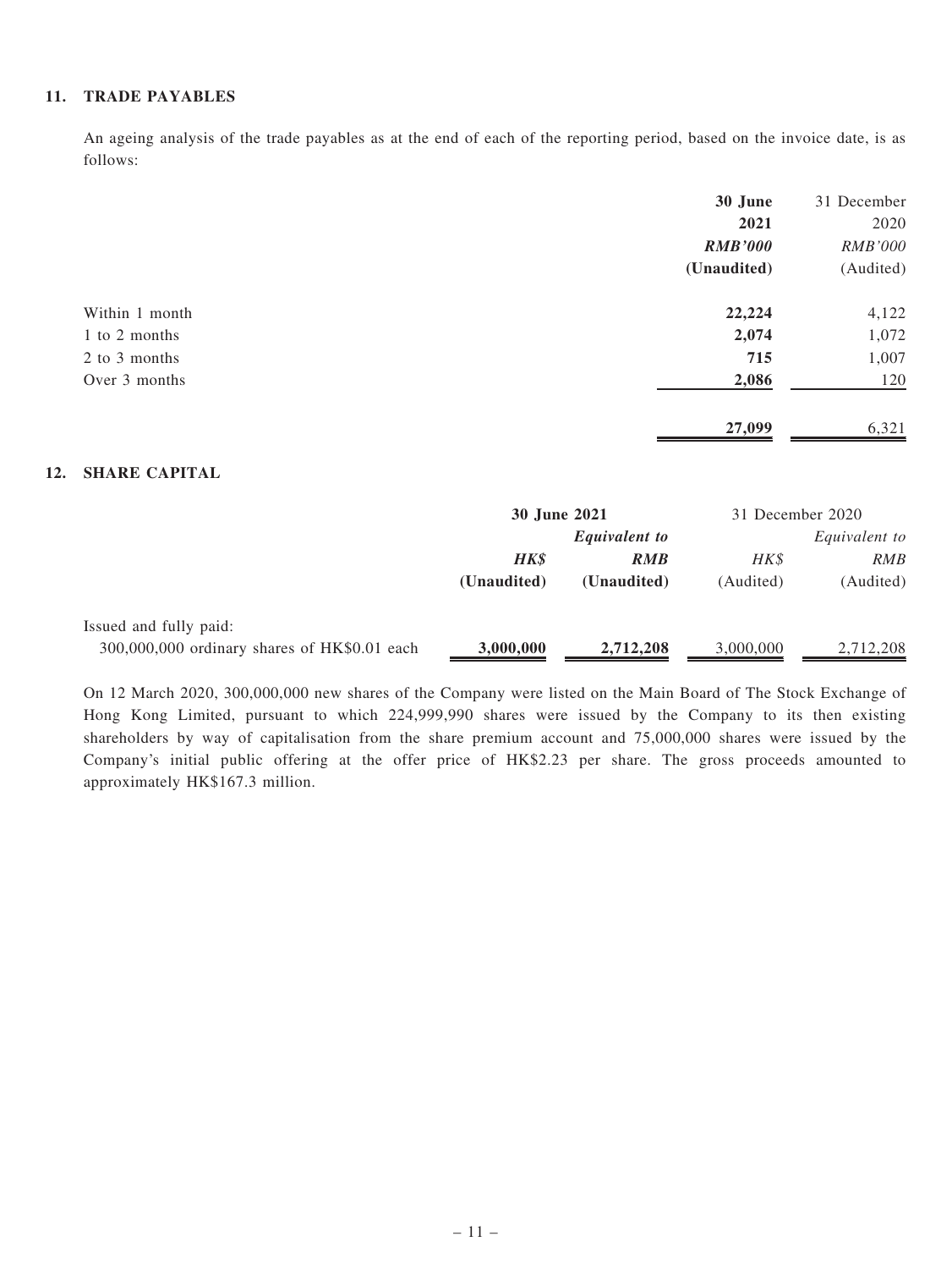### 11. TRADE PAYABLES

An ageing analysis of the trade payables as at the end of each of the reporting period, based on the invoice date, is as follows:

| | **30 June 2021** | 31 December 2020 |
|---|---|---|
| | ***RMB'000*** | *RMB'000* |
| | **(Unaudited)** | (Audited) |
| Within 1 month | **22,224** | 4,122 |
| 1 to 2 months | **2,074** | 1,072 |
| 2 to 3 months | **715** | 1,007 |
| Over 3 months | **2,086** | 120 |
| | **27,099** | 6,321 |

### 12. SHARE CAPITAL

| | **30 June 2021** | | 31 December 2020 | |
|---|---|---|---|---|
| | | ***Equivalent to*** | | *Equivalent to* |
| | ***HK$*** | ***RMB*** | *HK$* | *RMB* |
| | **(Unaudited)** | **(Unaudited)** | (Audited) | (Audited) |
| Issued and fully paid: | | | | |
| 300,000,000 ordinary shares of HK$0.01 each | **3,000,000** | **2,712,208** | 3,000,000 | 2,712,208 |

On 12 March 2020, 300,000,000 new shares of the Company were listed on the Main Board of The Stock Exchange of Hong Kong Limited, pursuant to which 224,999,990 shares were issued by the Company to its then existing shareholders by way of capitalisation from the share premium account and 75,000,000 shares were issued by the Company's initial public offering at the offer price of HK$2.23 per share. The gross proceeds amounted to approximately HK$167.3 million.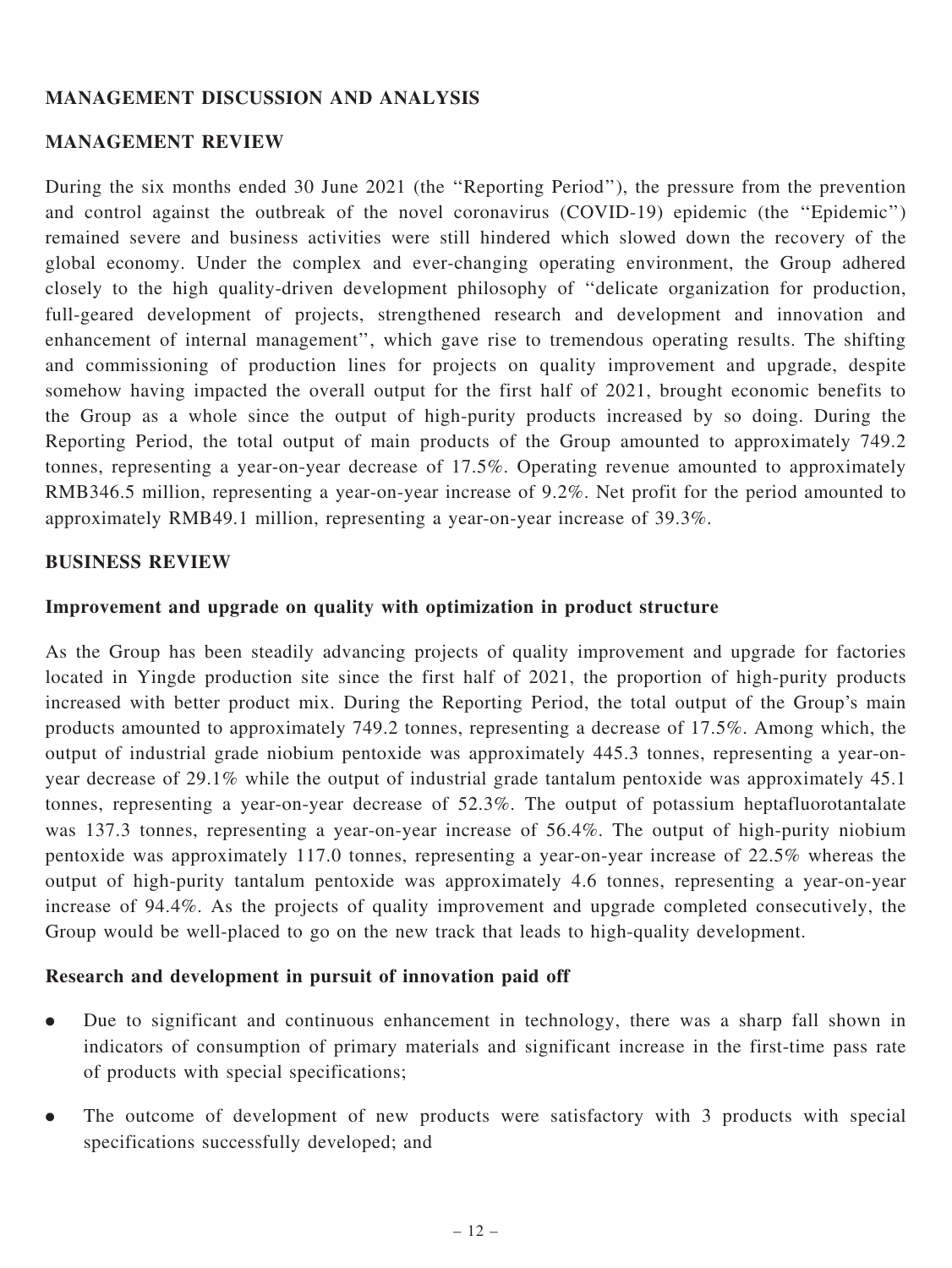## MANAGEMENT DISCUSSION AND ANALYSIS

### MANAGEMENT REVIEW

During the six months ended 30 June 2021 (the "Reporting Period"), the pressure from the prevention and control against the outbreak of the novel coronavirus (COVID-19) epidemic (the "Epidemic") remained severe and business activities were still hindered which slowed down the recovery of the global economy. Under the complex and ever-changing operating environment, the Group adhered closely to the high quality-driven development philosophy of "delicate organization for production, full-geared development of projects, strengthened research and development and innovation and enhancement of internal management", which gave rise to tremendous operating results. The shifting and commissioning of production lines for projects on quality improvement and upgrade, despite somehow having impacted the overall output for the first half of 2021, brought economic benefits to the Group as a whole since the output of high-purity products increased by so doing. During the Reporting Period, the total output of main products of the Group amounted to approximately 749.2 tonnes, representing a year-on-year decrease of 17.5%. Operating revenue amounted to approximately RMB346.5 million, representing a year-on-year increase of 9.2%. Net profit for the period amounted to approximately RMB49.1 million, representing a year-on-year increase of 39.3%.

### BUSINESS REVIEW

#### Improvement and upgrade on quality with optimization in product structure

As the Group has been steadily advancing projects of quality improvement and upgrade for factories located in Yingde production site since the first half of 2021, the proportion of high-purity products increased with better product mix. During the Reporting Period, the total output of the Group's main products amounted to approximately 749.2 tonnes, representing a decrease of 17.5%. Among which, the output of industrial grade niobium pentoxide was approximately 445.3 tonnes, representing a year-on-year decrease of 29.1% while the output of industrial grade tantalum pentoxide was approximately 45.1 tonnes, representing a year-on-year decrease of 52.3%. The output of potassium heptafluorotantalate was 137.3 tonnes, representing a year-on-year increase of 56.4%. The output of high-purity niobium pentoxide was approximately 117.0 tonnes, representing a year-on-year increase of 22.5% whereas the output of high-purity tantalum pentoxide was approximately 4.6 tonnes, representing a year-on-year increase of 94.4%. As the projects of quality improvement and upgrade completed consecutively, the Group would be well-placed to go on the new track that leads to high-quality development.

#### Research and development in pursuit of innovation paid off

- Due to significant and continuous enhancement in technology, there was a sharp fall shown in indicators of consumption of primary materials and significant increase in the first-time pass rate of products with special specifications;
- The outcome of development of new products were satisfactory with 3 products with special specifications successfully developed; and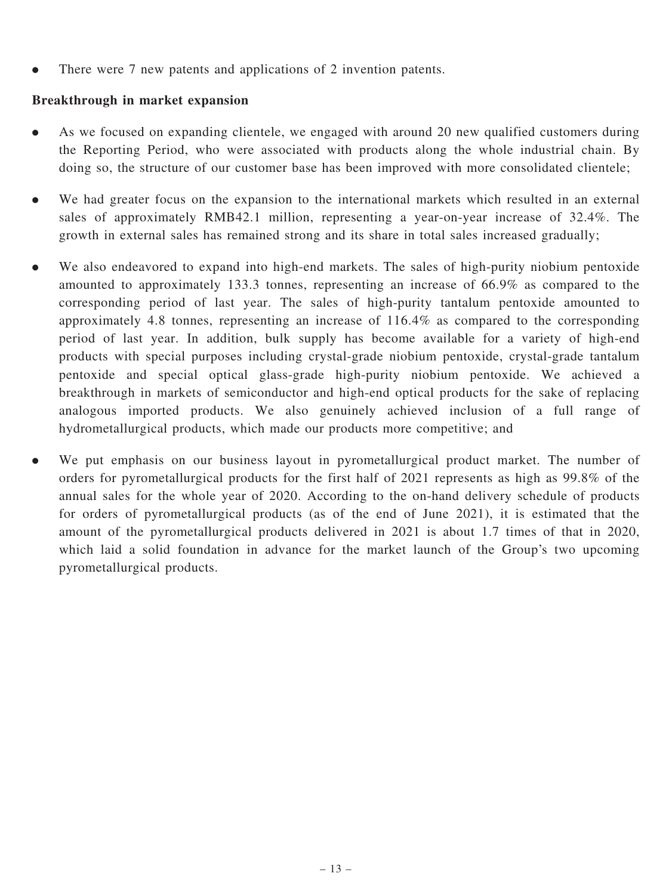- There were 7 new patents and applications of 2 invention patents.

**Breakthrough in market expansion**

- As we focused on expanding clientele, we engaged with around 20 new qualified customers during the Reporting Period, who were associated with products along the whole industrial chain. By doing so, the structure of our customer base has been improved with more consolidated clientele;
- We had greater focus on the expansion to the international markets which resulted in an external sales of approximately RMB42.1 million, representing a year-on-year increase of 32.4%. The growth in external sales has remained strong and its share in total sales increased gradually;
- We also endeavored to expand into high-end markets. The sales of high-purity niobium pentoxide amounted to approximately 133.3 tonnes, representing an increase of 66.9% as compared to the corresponding period of last year. The sales of high-purity tantalum pentoxide amounted to approximately 4.8 tonnes, representing an increase of 116.4% as compared to the corresponding period of last year. In addition, bulk supply has become available for a variety of high-end products with special purposes including crystal-grade niobium pentoxide, crystal-grade tantalum pentoxide and special optical glass-grade high-purity niobium pentoxide. We achieved a breakthrough in markets of semiconductor and high-end optical products for the sake of replacing analogous imported products. We also genuinely achieved inclusion of a full range of hydrometallurgical products, which made our products more competitive; and
- We put emphasis on our business layout in pyrometallurgical product market. The number of orders for pyrometallurgical products for the first half of 2021 represents as high as 99.8% of the annual sales for the whole year of 2020. According to the on-hand delivery schedule of products for orders of pyrometallurgical products (as of the end of June 2021), it is estimated that the amount of the pyrometallurgical products delivered in 2021 is about 1.7 times of that in 2020, which laid a solid foundation in advance for the market launch of the Group's two upcoming pyrometallurgical products.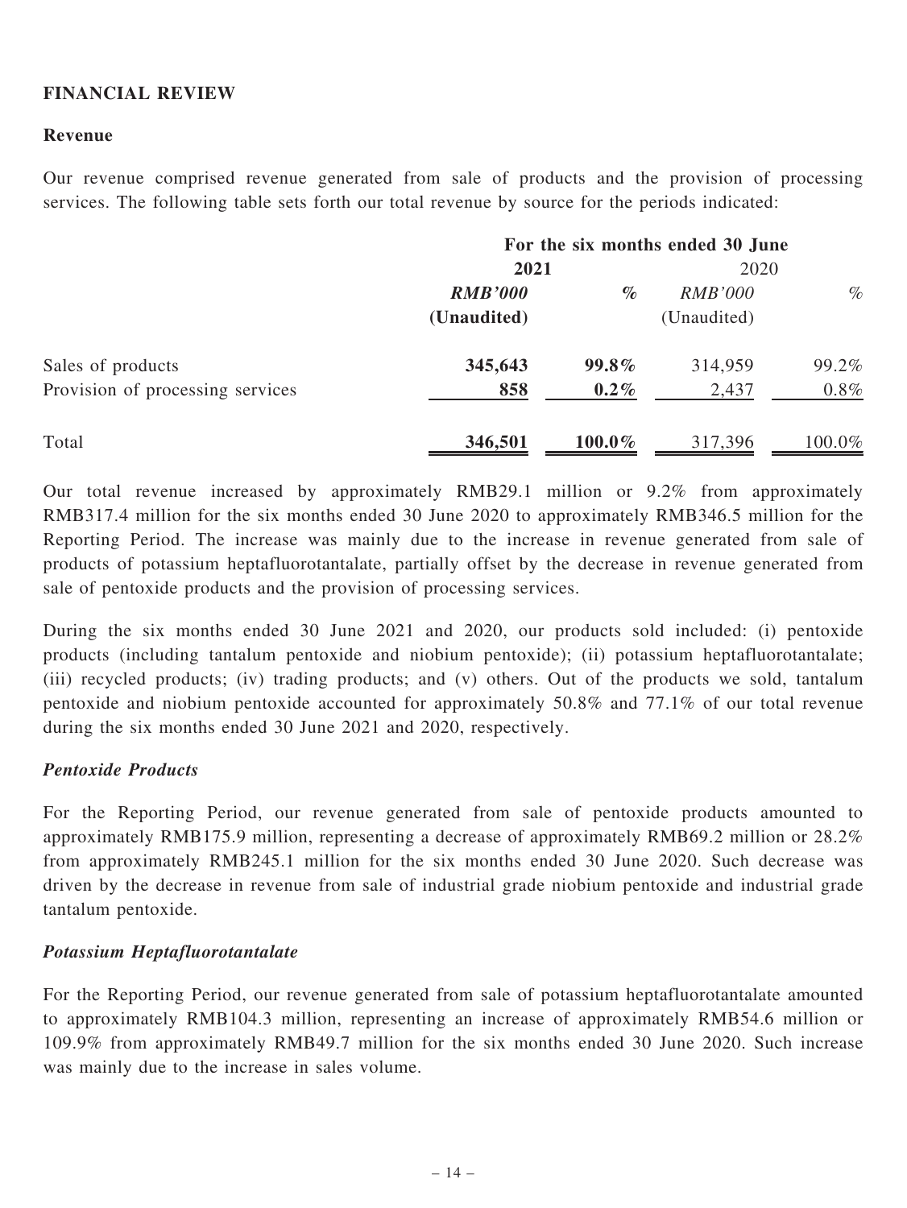## FINANCIAL REVIEW

### Revenue

Our revenue comprised revenue generated from sale of products and the provision of processing services. The following table sets forth our total revenue by source for the periods indicated:

| | For the six months ended 30 June | | | |
|---|---|---|---|---|
| | **2021** | | 2020 | |
| | ***RMB'000*** | ***%*** | *RMB'000* | *%* |
| | **(Unaudited)** | | (Unaudited) | |
| Sales of products | **345,643** | **99.8%** | 314,959 | 99.2% |
| Provision of processing services | **858** | **0.2%** | 2,437 | 0.8% |
| Total | **346,501** | **100.0%** | 317,396 | 100.0% |

Our total revenue increased by approximately RMB29.1 million or 9.2% from approximately RMB317.4 million for the six months ended 30 June 2020 to approximately RMB346.5 million for the Reporting Period. The increase was mainly due to the increase in revenue generated from sale of products of potassium heptafluorotantalate, partially offset by the decrease in revenue generated from sale of pentoxide products and the provision of processing services.

During the six months ended 30 June 2021 and 2020, our products sold included: (i) pentoxide products (including tantalum pentoxide and niobium pentoxide); (ii) potassium heptafluorotantalate; (iii) recycled products; (iv) trading products; and (v) others. Out of the products we sold, tantalum pentoxide and niobium pentoxide accounted for approximately 50.8% and 77.1% of our total revenue during the six months ended 30 June 2021 and 2020, respectively.

#### *Pentoxide Products*

For the Reporting Period, our revenue generated from sale of pentoxide products amounted to approximately RMB175.9 million, representing a decrease of approximately RMB69.2 million or 28.2% from approximately RMB245.1 million for the six months ended 30 June 2020. Such decrease was driven by the decrease in revenue from sale of industrial grade niobium pentoxide and industrial grade tantalum pentoxide.

#### *Potassium Heptafluorotantalate*

For the Reporting Period, our revenue generated from sale of potassium heptafluorotantalate amounted to approximately RMB104.3 million, representing an increase of approximately RMB54.6 million or 109.9% from approximately RMB49.7 million for the six months ended 30 June 2020. Such increase was mainly due to the increase in sales volume.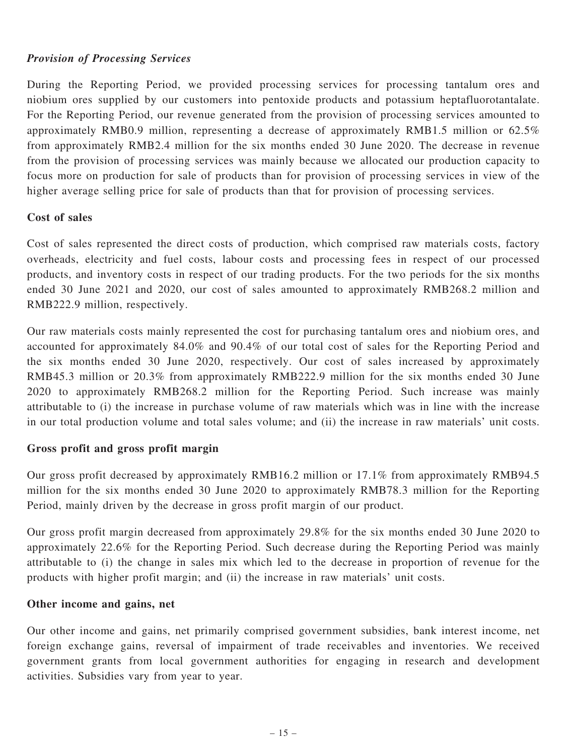### *Provision of Processing Services*

During the Reporting Period, we provided processing services for processing tantalum ores and niobium ores supplied by our customers into pentoxide products and potassium heptafluorotantalate. For the Reporting Period, our revenue generated from the provision of processing services amounted to approximately RMB0.9 million, representing a decrease of approximately RMB1.5 million or 62.5% from approximately RMB2.4 million for the six months ended 30 June 2020. The decrease in revenue from the provision of processing services was mainly because we allocated our production capacity to focus more on production for sale of products than for provision of processing services in view of the higher average selling price for sale of products than that for provision of processing services.

### Cost of sales

Cost of sales represented the direct costs of production, which comprised raw materials costs, factory overheads, electricity and fuel costs, labour costs and processing fees in respect of our processed products, and inventory costs in respect of our trading products. For the two periods for the six months ended 30 June 2021 and 2020, our cost of sales amounted to approximately RMB268.2 million and RMB222.9 million, respectively.

Our raw materials costs mainly represented the cost for purchasing tantalum ores and niobium ores, and accounted for approximately 84.0% and 90.4% of our total cost of sales for the Reporting Period and the six months ended 30 June 2020, respectively. Our cost of sales increased by approximately RMB45.3 million or 20.3% from approximately RMB222.9 million for the six months ended 30 June 2020 to approximately RMB268.2 million for the Reporting Period. Such increase was mainly attributable to (i) the increase in purchase volume of raw materials which was in line with the increase in our total production volume and total sales volume; and (ii) the increase in raw materials' unit costs.

### Gross profit and gross profit margin

Our gross profit decreased by approximately RMB16.2 million or 17.1% from approximately RMB94.5 million for the six months ended 30 June 2020 to approximately RMB78.3 million for the Reporting Period, mainly driven by the decrease in gross profit margin of our product.

Our gross profit margin decreased from approximately 29.8% for the six months ended 30 June 2020 to approximately 22.6% for the Reporting Period. Such decrease during the Reporting Period was mainly attributable to (i) the change in sales mix which led to the decrease in proportion of revenue for the products with higher profit margin; and (ii) the increase in raw materials' unit costs.

### Other income and gains, net

Our other income and gains, net primarily comprised government subsidies, bank interest income, net foreign exchange gains, reversal of impairment of trade receivables and inventories. We received government grants from local government authorities for engaging in research and development activities. Subsidies vary from year to year.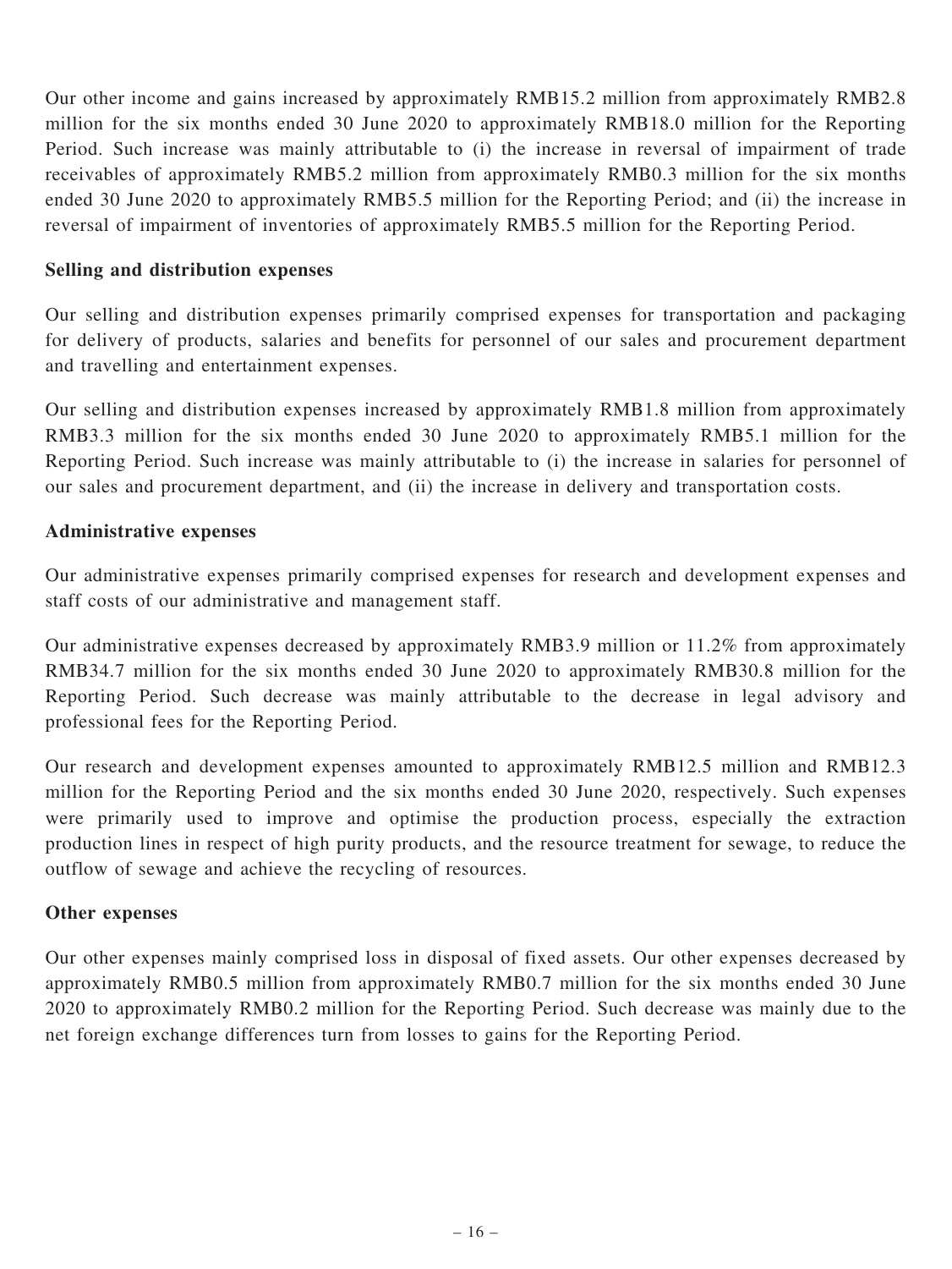Our other income and gains increased by approximately RMB15.2 million from approximately RMB2.8 million for the six months ended 30 June 2020 to approximately RMB18.0 million for the Reporting Period. Such increase was mainly attributable to (i) the increase in reversal of impairment of trade receivables of approximately RMB5.2 million from approximately RMB0.3 million for the six months ended 30 June 2020 to approximately RMB5.5 million for the Reporting Period; and (ii) the increase in reversal of impairment of inventories of approximately RMB5.5 million for the Reporting Period.

**Selling and distribution expenses**

Our selling and distribution expenses primarily comprised expenses for transportation and packaging for delivery of products, salaries and benefits for personnel of our sales and procurement department and travelling and entertainment expenses.

Our selling and distribution expenses increased by approximately RMB1.8 million from approximately RMB3.3 million for the six months ended 30 June 2020 to approximately RMB5.1 million for the Reporting Period. Such increase was mainly attributable to (i) the increase in salaries for personnel of our sales and procurement department, and (ii) the increase in delivery and transportation costs.

**Administrative expenses**

Our administrative expenses primarily comprised expenses for research and development expenses and staff costs of our administrative and management staff.

Our administrative expenses decreased by approximately RMB3.9 million or 11.2% from approximately RMB34.7 million for the six months ended 30 June 2020 to approximately RMB30.8 million for the Reporting Period. Such decrease was mainly attributable to the decrease in legal advisory and professional fees for the Reporting Period.

Our research and development expenses amounted to approximately RMB12.5 million and RMB12.3 million for the Reporting Period and the six months ended 30 June 2020, respectively. Such expenses were primarily used to improve and optimise the production process, especially the extraction production lines in respect of high purity products, and the resource treatment for sewage, to reduce the outflow of sewage and achieve the recycling of resources.

**Other expenses**

Our other expenses mainly comprised loss in disposal of fixed assets. Our other expenses decreased by approximately RMB0.5 million from approximately RMB0.7 million for the six months ended 30 June 2020 to approximately RMB0.2 million for the Reporting Period. Such decrease was mainly due to the net foreign exchange differences turn from losses to gains for the Reporting Period.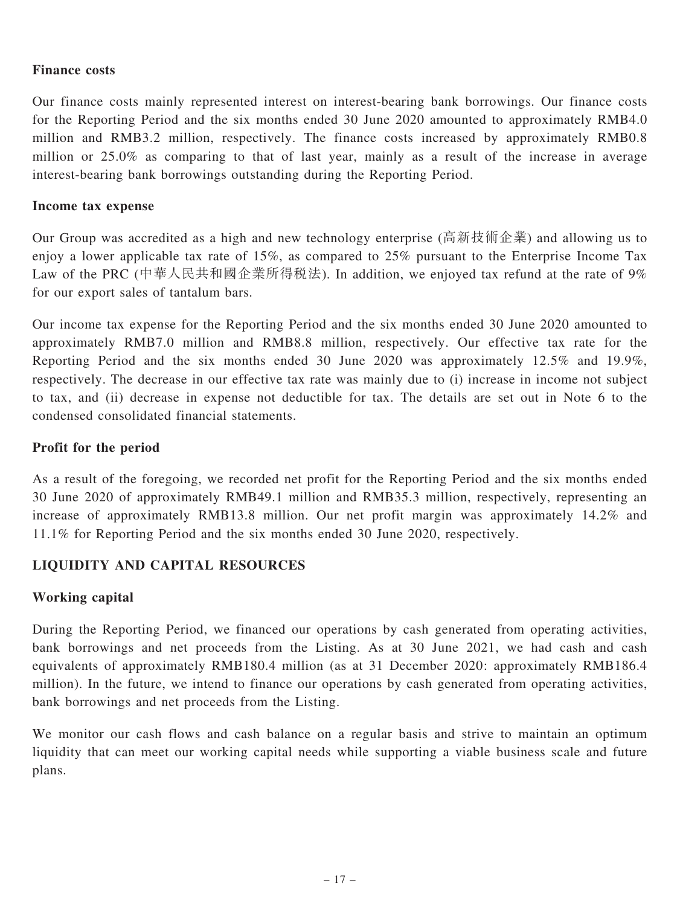### Finance costs

Our finance costs mainly represented interest on interest-bearing bank borrowings. Our finance costs for the Reporting Period and the six months ended 30 June 2020 amounted to approximately RMB4.0 million and RMB3.2 million, respectively. The finance costs increased by approximately RMB0.8 million or 25.0% as comparing to that of last year, mainly as a result of the increase in average interest-bearing bank borrowings outstanding during the Reporting Period.

### Income tax expense

Our Group was accredited as a high and new technology enterprise (高新技術企業) and allowing us to enjoy a lower applicable tax rate of 15%, as compared to 25% pursuant to the Enterprise Income Tax Law of the PRC (中華人民共和國企業所得稅法). In addition, we enjoyed tax refund at the rate of 9% for our export sales of tantalum bars.

Our income tax expense for the Reporting Period and the six months ended 30 June 2020 amounted to approximately RMB7.0 million and RMB8.8 million, respectively. Our effective tax rate for the Reporting Period and the six months ended 30 June 2020 was approximately 12.5% and 19.9%, respectively. The decrease in our effective tax rate was mainly due to (i) increase in income not subject to tax, and (ii) decrease in expense not deductible for tax. The details are set out in Note 6 to the condensed consolidated financial statements.

### Profit for the period

As a result of the foregoing, we recorded net profit for the Reporting Period and the six months ended 30 June 2020 of approximately RMB49.1 million and RMB35.3 million, respectively, representing an increase of approximately RMB13.8 million. Our net profit margin was approximately 14.2% and 11.1% for Reporting Period and the six months ended 30 June 2020, respectively.

## LIQUIDITY AND CAPITAL RESOURCES

### Working capital

During the Reporting Period, we financed our operations by cash generated from operating activities, bank borrowings and net proceeds from the Listing. As at 30 June 2021, we had cash and cash equivalents of approximately RMB180.4 million (as at 31 December 2020: approximately RMB186.4 million). In the future, we intend to finance our operations by cash generated from operating activities, bank borrowings and net proceeds from the Listing.

We monitor our cash flows and cash balance on a regular basis and strive to maintain an optimum liquidity that can meet our working capital needs while supporting a viable business scale and future plans.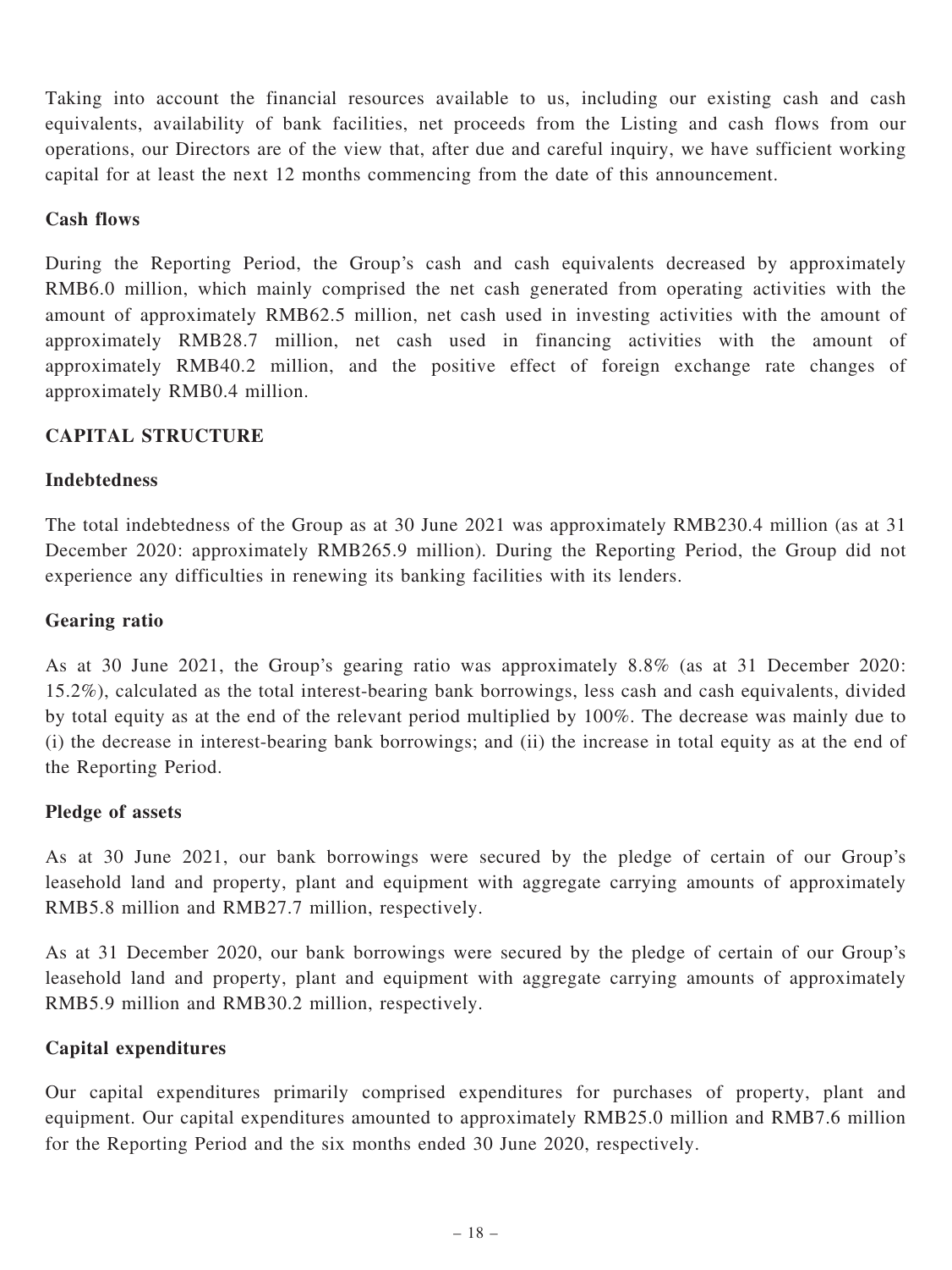Taking into account the financial resources available to us, including our existing cash and cash equivalents, availability of bank facilities, net proceeds from the Listing and cash flows from our operations, our Directors are of the view that, after due and careful inquiry, we have sufficient working capital for at least the next 12 months commencing from the date of this announcement.

### Cash flows

During the Reporting Period, the Group's cash and cash equivalents decreased by approximately RMB6.0 million, which mainly comprised the net cash generated from operating activities with the amount of approximately RMB62.5 million, net cash used in investing activities with the amount of approximately RMB28.7 million, net cash used in financing activities with the amount of approximately RMB40.2 million, and the positive effect of foreign exchange rate changes of approximately RMB0.4 million.

## CAPITAL STRUCTURE

### Indebtedness

The total indebtedness of the Group as at 30 June 2021 was approximately RMB230.4 million (as at 31 December 2020: approximately RMB265.9 million). During the Reporting Period, the Group did not experience any difficulties in renewing its banking facilities with its lenders.

### Gearing ratio

As at 30 June 2021, the Group's gearing ratio was approximately 8.8% (as at 31 December 2020: 15.2%), calculated as the total interest-bearing bank borrowings, less cash and cash equivalents, divided by total equity as at the end of the relevant period multiplied by 100%. The decrease was mainly due to (i) the decrease in interest-bearing bank borrowings; and (ii) the increase in total equity as at the end of the Reporting Period.

### Pledge of assets

As at 30 June 2021, our bank borrowings were secured by the pledge of certain of our Group's leasehold land and property, plant and equipment with aggregate carrying amounts of approximately RMB5.8 million and RMB27.7 million, respectively.

As at 31 December 2020, our bank borrowings were secured by the pledge of certain of our Group's leasehold land and property, plant and equipment with aggregate carrying amounts of approximately RMB5.9 million and RMB30.2 million, respectively.

### Capital expenditures

Our capital expenditures primarily comprised expenditures for purchases of property, plant and equipment. Our capital expenditures amounted to approximately RMB25.0 million and RMB7.6 million for the Reporting Period and the six months ended 30 June 2020, respectively.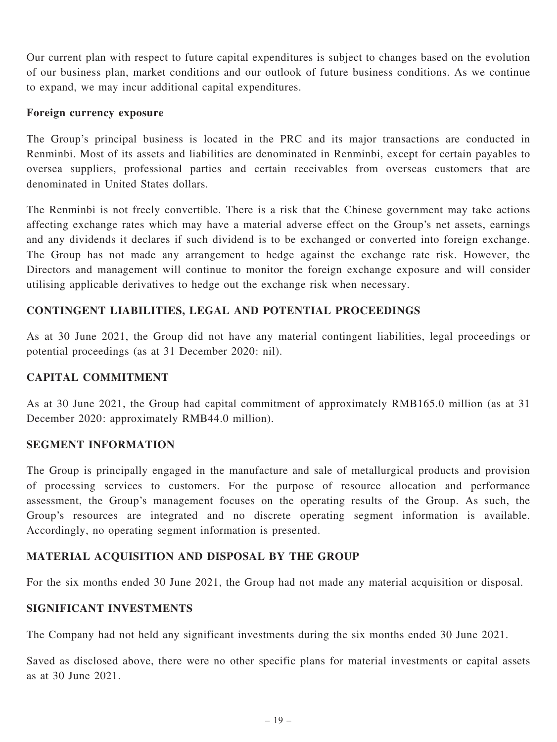Our current plan with respect to future capital expenditures is subject to changes based on the evolution of our business plan, market conditions and our outlook of future business conditions. As we continue to expand, we may incur additional capital expenditures.

**Foreign currency exposure**

The Group's principal business is located in the PRC and its major transactions are conducted in Renminbi. Most of its assets and liabilities are denominated in Renminbi, except for certain payables to oversea suppliers, professional parties and certain receivables from overseas customers that are denominated in United States dollars.

The Renminbi is not freely convertible. There is a risk that the Chinese government may take actions affecting exchange rates which may have a material adverse effect on the Group's net assets, earnings and any dividends it declares if such dividend is to be exchanged or converted into foreign exchange. The Group has not made any arrangement to hedge against the exchange rate risk. However, the Directors and management will continue to monitor the foreign exchange exposure and will consider utilising applicable derivatives to hedge out the exchange risk when necessary.

## CONTINGENT LIABILITIES, LEGAL AND POTENTIAL PROCEEDINGS

As at 30 June 2021, the Group did not have any material contingent liabilities, legal proceedings or potential proceedings (as at 31 December 2020: nil).

## CAPITAL COMMITMENT

As at 30 June 2021, the Group had capital commitment of approximately RMB165.0 million (as at 31 December 2020: approximately RMB44.0 million).

## SEGMENT INFORMATION

The Group is principally engaged in the manufacture and sale of metallurgical products and provision of processing services to customers. For the purpose of resource allocation and performance assessment, the Group's management focuses on the operating results of the Group. As such, the Group's resources are integrated and no discrete operating segment information is available. Accordingly, no operating segment information is presented.

## MATERIAL ACQUISITION AND DISPOSAL BY THE GROUP

For the six months ended 30 June 2021, the Group had not made any material acquisition or disposal.

## SIGNIFICANT INVESTMENTS

The Company had not held any significant investments during the six months ended 30 June 2021.

Saved as disclosed above, there were no other specific plans for material investments or capital assets as at 30 June 2021.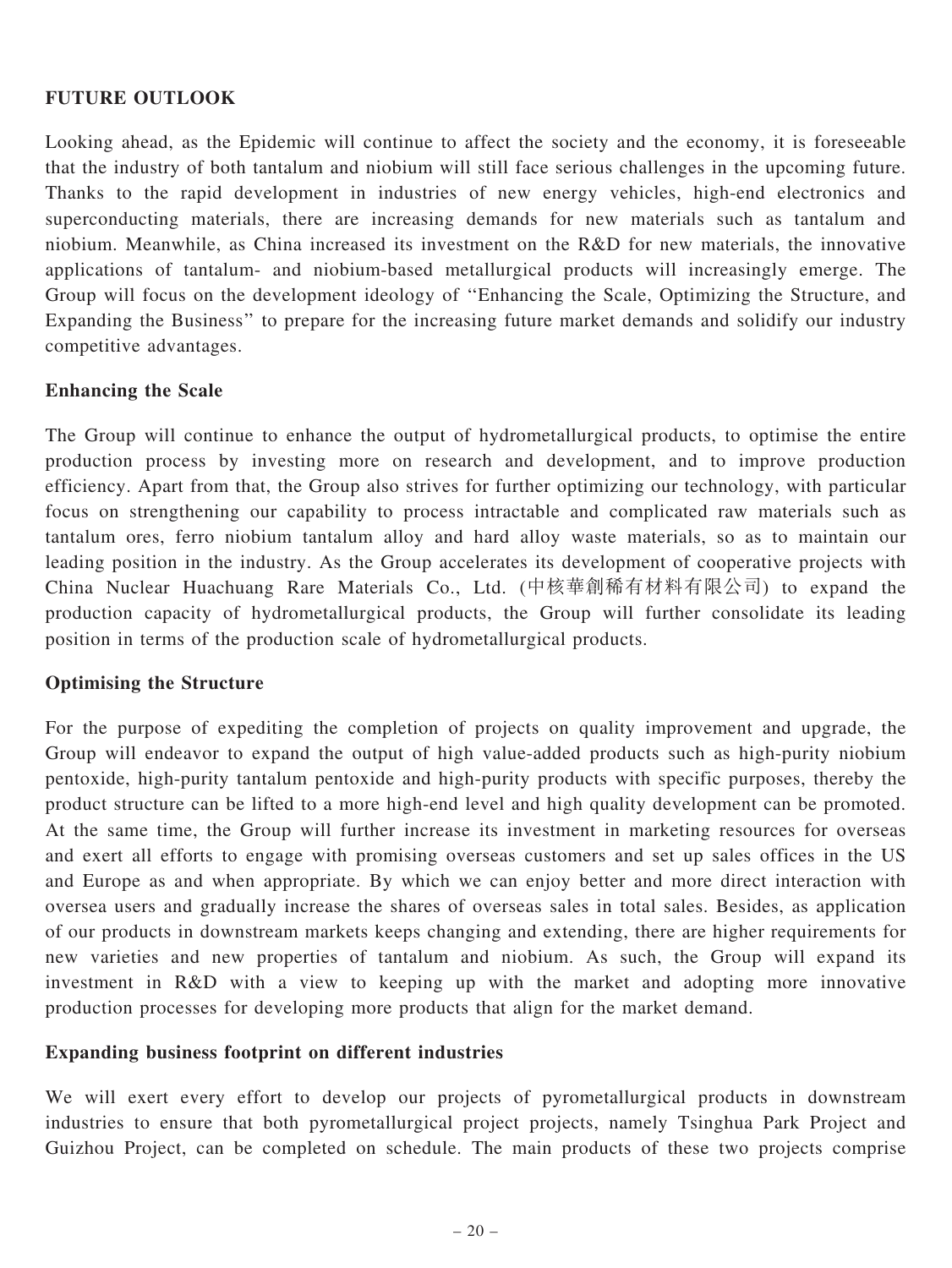## FUTURE OUTLOOK

Looking ahead, as the Epidemic will continue to affect the society and the economy, it is foreseeable that the industry of both tantalum and niobium will still face serious challenges in the upcoming future. Thanks to the rapid development in industries of new energy vehicles, high-end electronics and superconducting materials, there are increasing demands for new materials such as tantalum and niobium. Meanwhile, as China increased its investment on the R&D for new materials, the innovative applications of tantalum- and niobium-based metallurgical products will increasingly emerge. The Group will focus on the development ideology of ''Enhancing the Scale, Optimizing the Structure, and Expanding the Business'' to prepare for the increasing future market demands and solidify our industry competitive advantages.

### Enhancing the Scale

The Group will continue to enhance the output of hydrometallurgical products, to optimise the entire production process by investing more on research and development, and to improve production efficiency. Apart from that, the Group also strives for further optimizing our technology, with particular focus on strengthening our capability to process intractable and complicated raw materials such as tantalum ores, ferro niobium tantalum alloy and hard alloy waste materials, so as to maintain our leading position in the industry. As the Group accelerates its development of cooperative projects with China Nuclear Huachuang Rare Materials Co., Ltd. (中核華創稀有材料有限公司) to expand the production capacity of hydrometallurgical products, the Group will further consolidate its leading position in terms of the production scale of hydrometallurgical products.

### Optimising the Structure

For the purpose of expediting the completion of projects on quality improvement and upgrade, the Group will endeavor to expand the output of high value-added products such as high-purity niobium pentoxide, high-purity tantalum pentoxide and high-purity products with specific purposes, thereby the product structure can be lifted to a more high-end level and high quality development can be promoted. At the same time, the Group will further increase its investment in marketing resources for overseas and exert all efforts to engage with promising overseas customers and set up sales offices in the US and Europe as and when appropriate. By which we can enjoy better and more direct interaction with oversea users and gradually increase the shares of overseas sales in total sales. Besides, as application of our products in downstream markets keeps changing and extending, there are higher requirements for new varieties and new properties of tantalum and niobium. As such, the Group will expand its investment in R&D with a view to keeping up with the market and adopting more innovative production processes for developing more products that align for the market demand.

### Expanding business footprint on different industries

We will exert every effort to develop our projects of pyrometallurgical products in downstream industries to ensure that both pyrometallurgical project projects, namely Tsinghua Park Project and Guizhou Project, can be completed on schedule. The main products of these two projects comprise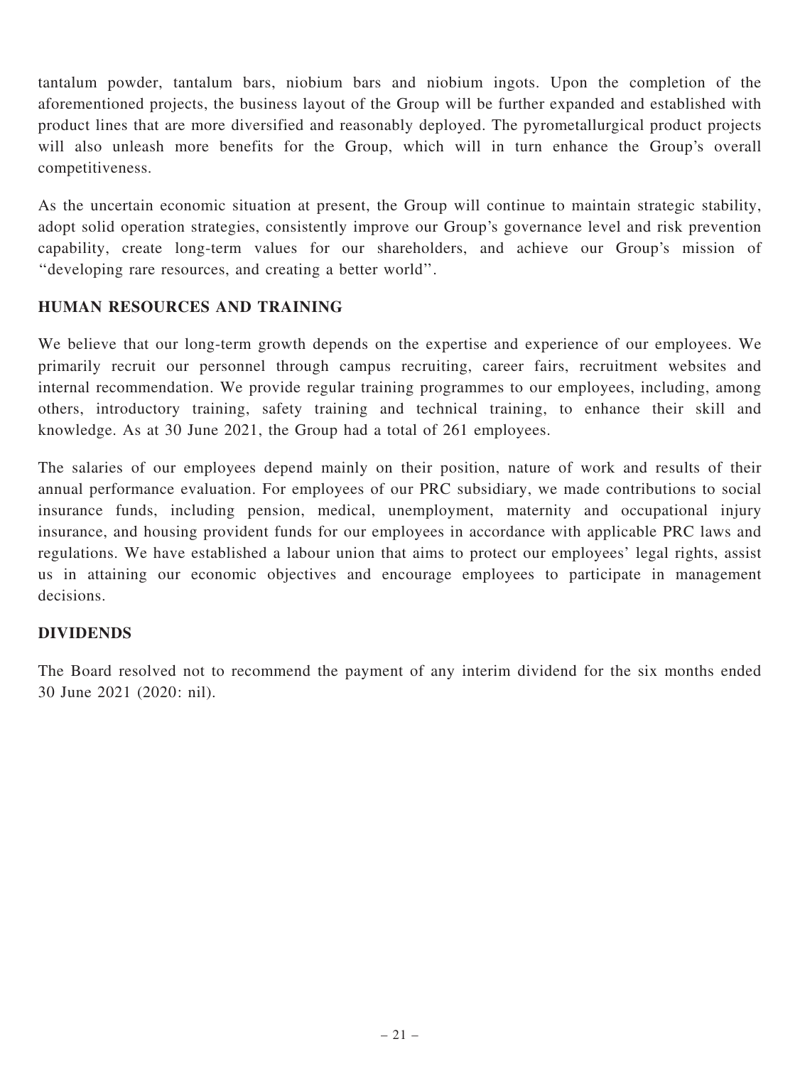tantalum powder, tantalum bars, niobium bars and niobium ingots. Upon the completion of the aforementioned projects, the business layout of the Group will be further expanded and established with product lines that are more diversified and reasonably deployed. The pyrometallurgical product projects will also unleash more benefits for the Group, which will in turn enhance the Group's overall competitiveness.

As the uncertain economic situation at present, the Group will continue to maintain strategic stability, adopt solid operation strategies, consistently improve our Group's governance level and risk prevention capability, create long-term values for our shareholders, and achieve our Group's mission of ''developing rare resources, and creating a better world''.

## HUMAN RESOURCES AND TRAINING

We believe that our long-term growth depends on the expertise and experience of our employees. We primarily recruit our personnel through campus recruiting, career fairs, recruitment websites and internal recommendation. We provide regular training programmes to our employees, including, among others, introductory training, safety training and technical training, to enhance their skill and knowledge. As at 30 June 2021, the Group had a total of 261 employees.

The salaries of our employees depend mainly on their position, nature of work and results of their annual performance evaluation. For employees of our PRC subsidiary, we made contributions to social insurance funds, including pension, medical, unemployment, maternity and occupational injury insurance, and housing provident funds for our employees in accordance with applicable PRC laws and regulations. We have established a labour union that aims to protect our employees' legal rights, assist us in attaining our economic objectives and encourage employees to participate in management decisions.

## DIVIDENDS

The Board resolved not to recommend the payment of any interim dividend for the six months ended 30 June 2021 (2020: nil).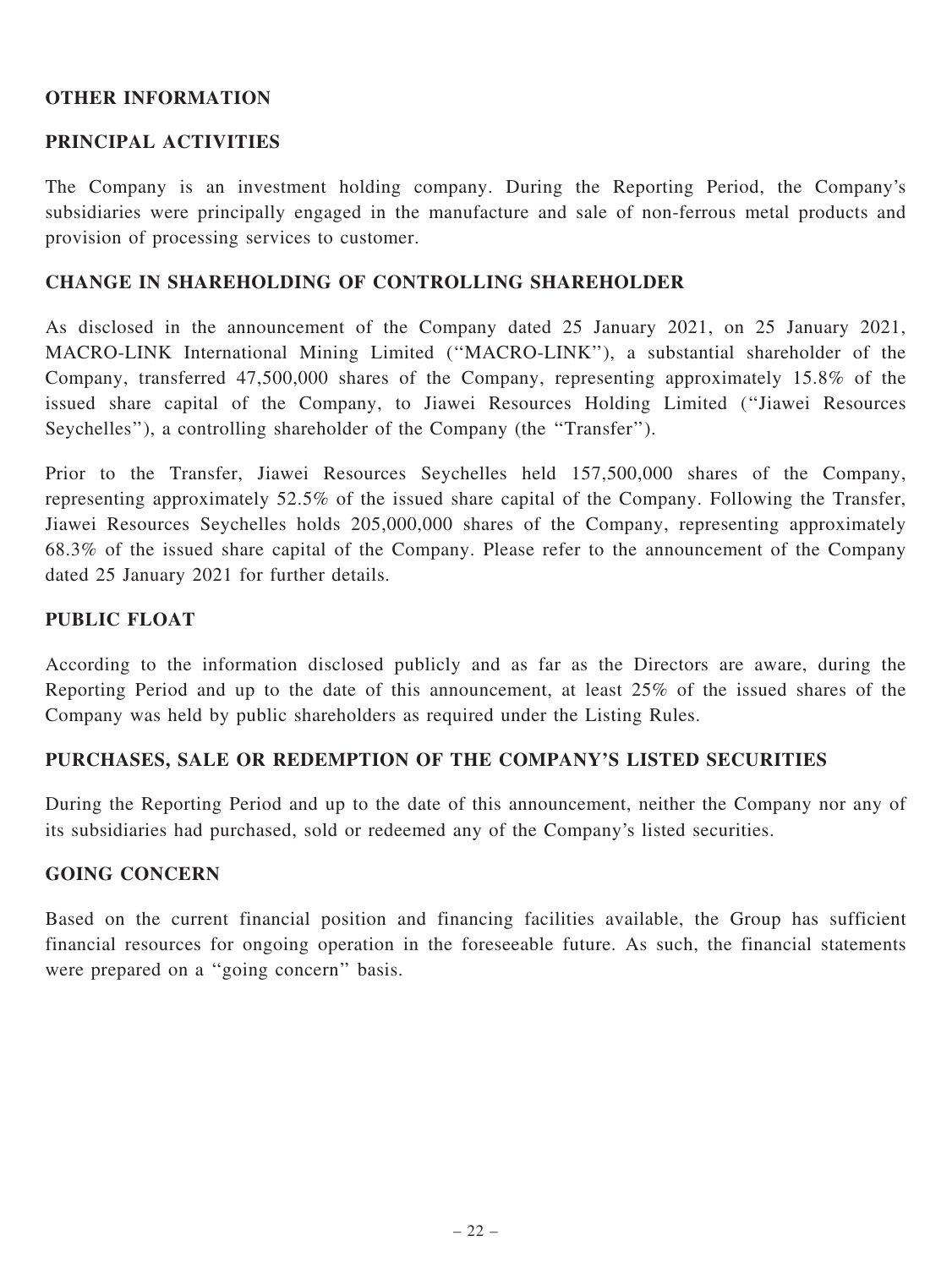## OTHER INFORMATION

## PRINCIPAL ACTIVITIES

The Company is an investment holding company. During the Reporting Period, the Company's subsidiaries were principally engaged in the manufacture and sale of non-ferrous metal products and provision of processing services to customer.

## CHANGE IN SHAREHOLDING OF CONTROLLING SHAREHOLDER

As disclosed in the announcement of the Company dated 25 January 2021, on 25 January 2021, MACRO-LINK International Mining Limited ("MACRO-LINK"), a substantial shareholder of the Company, transferred 47,500,000 shares of the Company, representing approximately 15.8% of the issued share capital of the Company, to Jiawei Resources Holding Limited ("Jiawei Resources Seychelles"), a controlling shareholder of the Company (the "Transfer").

Prior to the Transfer, Jiawei Resources Seychelles held 157,500,000 shares of the Company, representing approximately 52.5% of the issued share capital of the Company. Following the Transfer, Jiawei Resources Seychelles holds 205,000,000 shares of the Company, representing approximately 68.3% of the issued share capital of the Company. Please refer to the announcement of the Company dated 25 January 2021 for further details.

## PUBLIC FLOAT

According to the information disclosed publicly and as far as the Directors are aware, during the Reporting Period and up to the date of this announcement, at least 25% of the issued shares of the Company was held by public shareholders as required under the Listing Rules.

## PURCHASES, SALE OR REDEMPTION OF THE COMPANY'S LISTED SECURITIES

During the Reporting Period and up to the date of this announcement, neither the Company nor any of its subsidiaries had purchased, sold or redeemed any of the Company's listed securities.

## GOING CONCERN

Based on the current financial position and financing facilities available, the Group has sufficient financial resources for ongoing operation in the foreseeable future. As such, the financial statements were prepared on a "going concern" basis.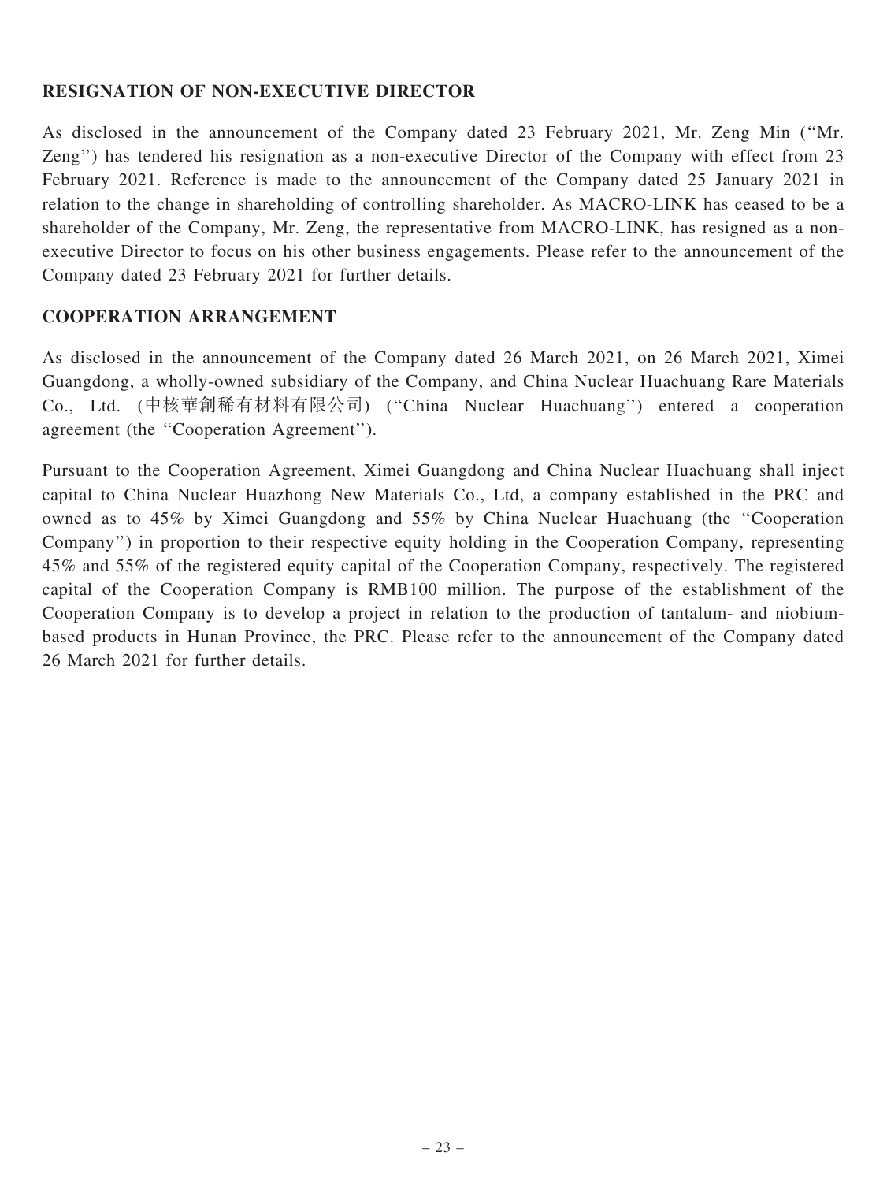## RESIGNATION OF NON-EXECUTIVE DIRECTOR

As disclosed in the announcement of the Company dated 23 February 2021, Mr. Zeng Min (''Mr. Zeng'') has tendered his resignation as a non-executive Director of the Company with effect from 23 February 2021. Reference is made to the announcement of the Company dated 25 January 2021 in relation to the change in shareholding of controlling shareholder. As MACRO-LINK has ceased to be a shareholder of the Company, Mr. Zeng, the representative from MACRO-LINK, has resigned as a non-executive Director to focus on his other business engagements. Please refer to the announcement of the Company dated 23 February 2021 for further details.

## COOPERATION ARRANGEMENT

As disclosed in the announcement of the Company dated 26 March 2021, on 26 March 2021, Ximei Guangdong, a wholly-owned subsidiary of the Company, and China Nuclear Huachuang Rare Materials Co., Ltd. (中核華創稀有材料有限公司) (''China Nuclear Huachuang'') entered a cooperation agreement (the ''Cooperation Agreement'').

Pursuant to the Cooperation Agreement, Ximei Guangdong and China Nuclear Huachuang shall inject capital to China Nuclear Huazhong New Materials Co., Ltd, a company established in the PRC and owned as to 45% by Ximei Guangdong and 55% by China Nuclear Huachuang (the ''Cooperation Company'') in proportion to their respective equity holding in the Cooperation Company, representing 45% and 55% of the registered equity capital of the Cooperation Company, respectively. The registered capital of the Cooperation Company is RMB100 million. The purpose of the establishment of the Cooperation Company is to develop a project in relation to the production of tantalum- and niobium-based products in Hunan Province, the PRC. Please refer to the announcement of the Company dated 26 March 2021 for further details.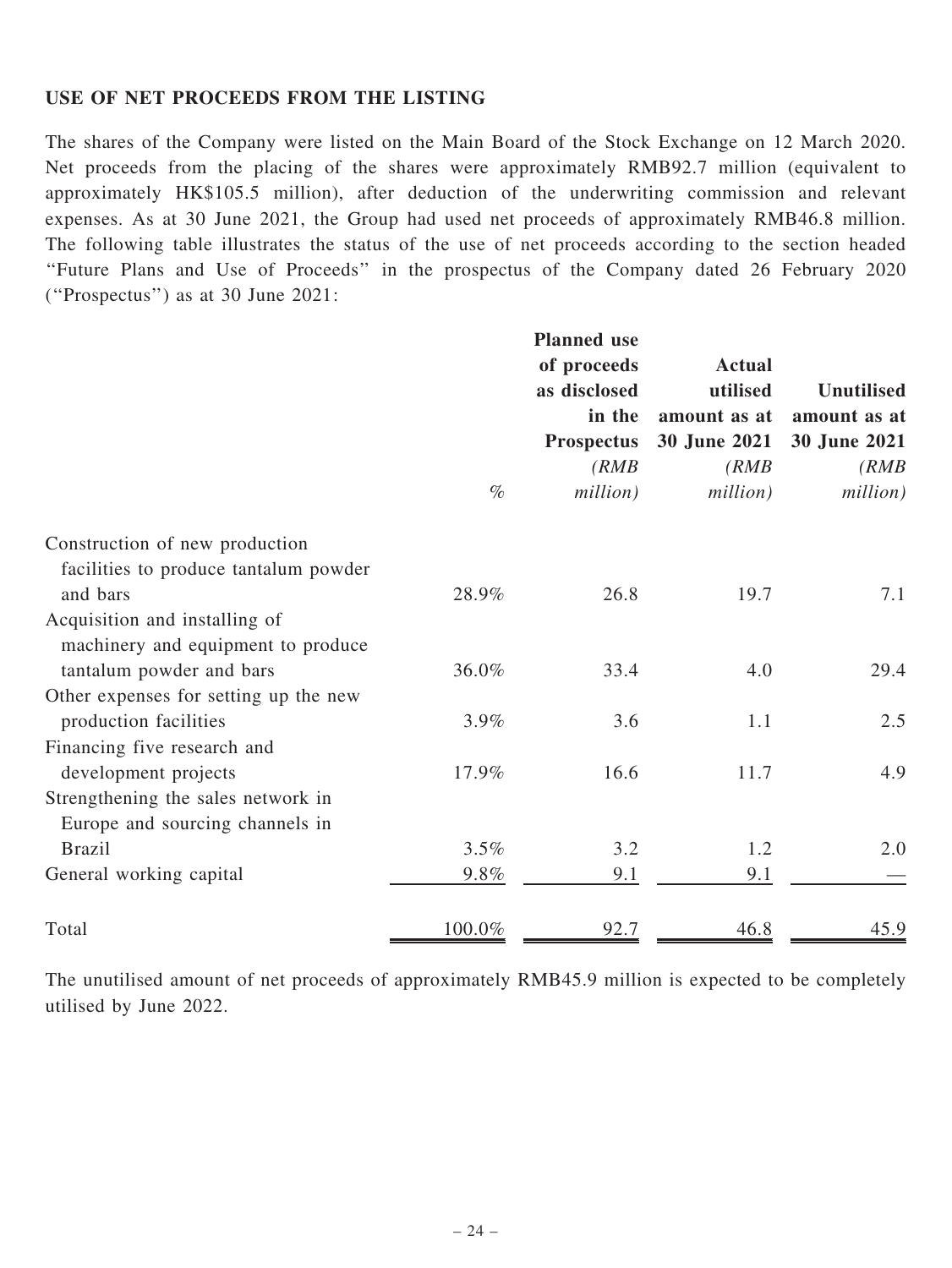## USE OF NET PROCEEDS FROM THE LISTING

The shares of the Company were listed on the Main Board of the Stock Exchange on 12 March 2020. Net proceeds from the placing of the shares were approximately RMB92.7 million (equivalent to approximately HK$105.5 million), after deduction of the underwriting commission and relevant expenses. As at 30 June 2021, the Group had used net proceeds of approximately RMB46.8 million. The following table illustrates the status of the use of net proceeds according to the section headed "Future Plans and Use of Proceeds" in the prospectus of the Company dated 26 February 2020 ("Prospectus") as at 30 June 2021:

| | % | Planned use of proceeds as disclosed in the Prospectus (RMB million) | Actual utilised amount as at 30 June 2021 (RMB million) | Unutilised amount as at 30 June 2021 (RMB million) |
|---|---|---|---|---|
| Construction of new production facilities to produce tantalum powder and bars | 28.9% | 26.8 | 19.7 | 7.1 |
| Acquisition and installing of machinery and equipment to produce tantalum powder and bars | 36.0% | 33.4 | 4.0 | 29.4 |
| Other expenses for setting up the new production facilities | 3.9% | 3.6 | 1.1 | 2.5 |
| Financing five research and development projects | 17.9% | 16.6 | 11.7 | 4.9 |
| Strengthening the sales network in Europe and sourcing channels in Brazil | 3.5% | 3.2 | 1.2 | 2.0 |
| General working capital | 9.8% | 9.1 | 9.1 | — |
| Total | 100.0% | 92.7 | 46.8 | 45.9 |

The unutilised amount of net proceeds of approximately RMB45.9 million is expected to be completely utilised by June 2022.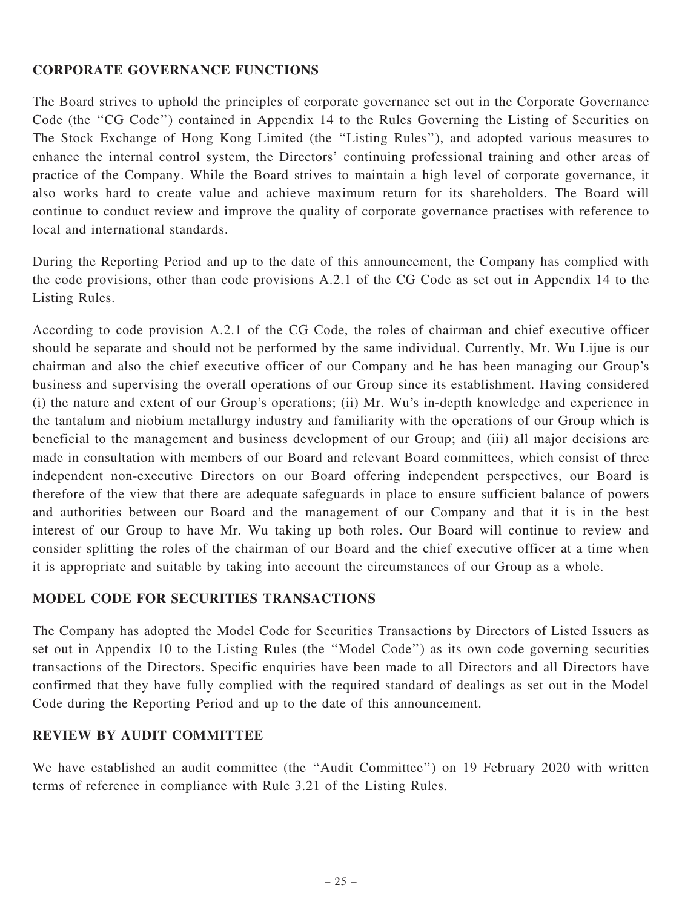## CORPORATE GOVERNANCE FUNCTIONS

The Board strives to uphold the principles of corporate governance set out in the Corporate Governance Code (the "CG Code") contained in Appendix 14 to the Rules Governing the Listing of Securities on The Stock Exchange of Hong Kong Limited (the "Listing Rules"), and adopted various measures to enhance the internal control system, the Directors' continuing professional training and other areas of practice of the Company. While the Board strives to maintain a high level of corporate governance, it also works hard to create value and achieve maximum return for its shareholders. The Board will continue to conduct review and improve the quality of corporate governance practises with reference to local and international standards.

During the Reporting Period and up to the date of this announcement, the Company has complied with the code provisions, other than code provisions A.2.1 of the CG Code as set out in Appendix 14 to the Listing Rules.

According to code provision A.2.1 of the CG Code, the roles of chairman and chief executive officer should be separate and should not be performed by the same individual. Currently, Mr. Wu Lijue is our chairman and also the chief executive officer of our Company and he has been managing our Group's business and supervising the overall operations of our Group since its establishment. Having considered (i) the nature and extent of our Group's operations; (ii) Mr. Wu's in-depth knowledge and experience in the tantalum and niobium metallurgy industry and familiarity with the operations of our Group which is beneficial to the management and business development of our Group; and (iii) all major decisions are made in consultation with members of our Board and relevant Board committees, which consist of three independent non-executive Directors on our Board offering independent perspectives, our Board is therefore of the view that there are adequate safeguards in place to ensure sufficient balance of powers and authorities between our Board and the management of our Company and that it is in the best interest of our Group to have Mr. Wu taking up both roles. Our Board will continue to review and consider splitting the roles of the chairman of our Board and the chief executive officer at a time when it is appropriate and suitable by taking into account the circumstances of our Group as a whole.

## MODEL CODE FOR SECURITIES TRANSACTIONS

The Company has adopted the Model Code for Securities Transactions by Directors of Listed Issuers as set out in Appendix 10 to the Listing Rules (the "Model Code") as its own code governing securities transactions of the Directors. Specific enquiries have been made to all Directors and all Directors have confirmed that they have fully complied with the required standard of dealings as set out in the Model Code during the Reporting Period and up to the date of this announcement.

## REVIEW BY AUDIT COMMITTEE

We have established an audit committee (the "Audit Committee") on 19 February 2020 with written terms of reference in compliance with Rule 3.21 of the Listing Rules.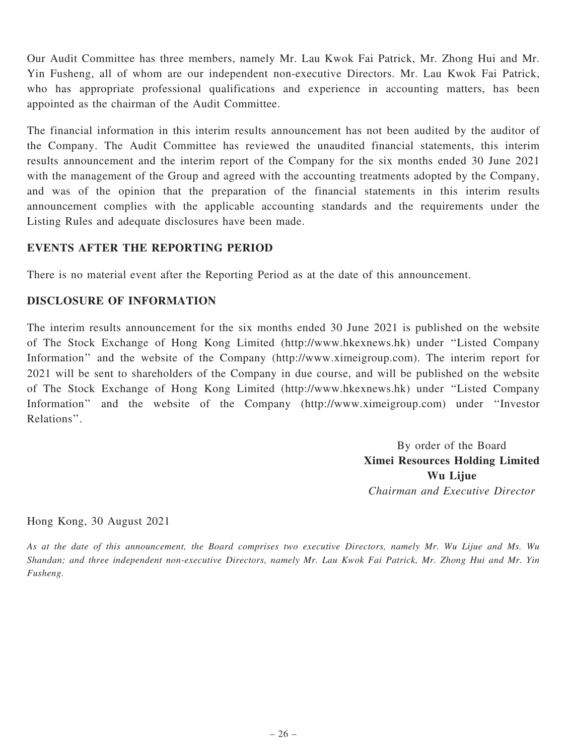Our Audit Committee has three members, namely Mr. Lau Kwok Fai Patrick, Mr. Zhong Hui and Mr. Yin Fusheng, all of whom are our independent non-executive Directors. Mr. Lau Kwok Fai Patrick, who has appropriate professional qualifications and experience in accounting matters, has been appointed as the chairman of the Audit Committee.

The financial information in this interim results announcement has not been audited by the auditor of the Company. The Audit Committee has reviewed the unaudited financial statements, this interim results announcement and the interim report of the Company for the six months ended 30 June 2021 with the management of the Group and agreed with the accounting treatments adopted by the Company, and was of the opinion that the preparation of the financial statements in this interim results announcement complies with the applicable accounting standards and the requirements under the Listing Rules and adequate disclosures have been made.

## EVENTS AFTER THE REPORTING PERIOD

There is no material event after the Reporting Period as at the date of this announcement.

## DISCLOSURE OF INFORMATION

The interim results announcement for the six months ended 30 June 2021 is published on the website of The Stock Exchange of Hong Kong Limited (http://www.hkexnews.hk) under ''Listed Company Information'' and the website of the Company (http://www.ximeigroup.com). The interim report for 2021 will be sent to shareholders of the Company in due course, and will be published on the website of The Stock Exchange of Hong Kong Limited (http://www.hkexnews.hk) under ''Listed Company Information'' and the website of the Company (http://www.ximeigroup.com) under ''Investor Relations''.

By order of the Board
**Ximei Resources Holding Limited**
**Wu Lijue**
*Chairman and Executive Director*

Hong Kong, 30 August 2021

*As at the date of this announcement, the Board comprises two executive Directors, namely Mr. Wu Lijue and Ms. Wu Shandan; and three independent non-executive Directors, namely Mr. Lau Kwok Fai Patrick, Mr. Zhong Hui and Mr. Yin Fusheng.*